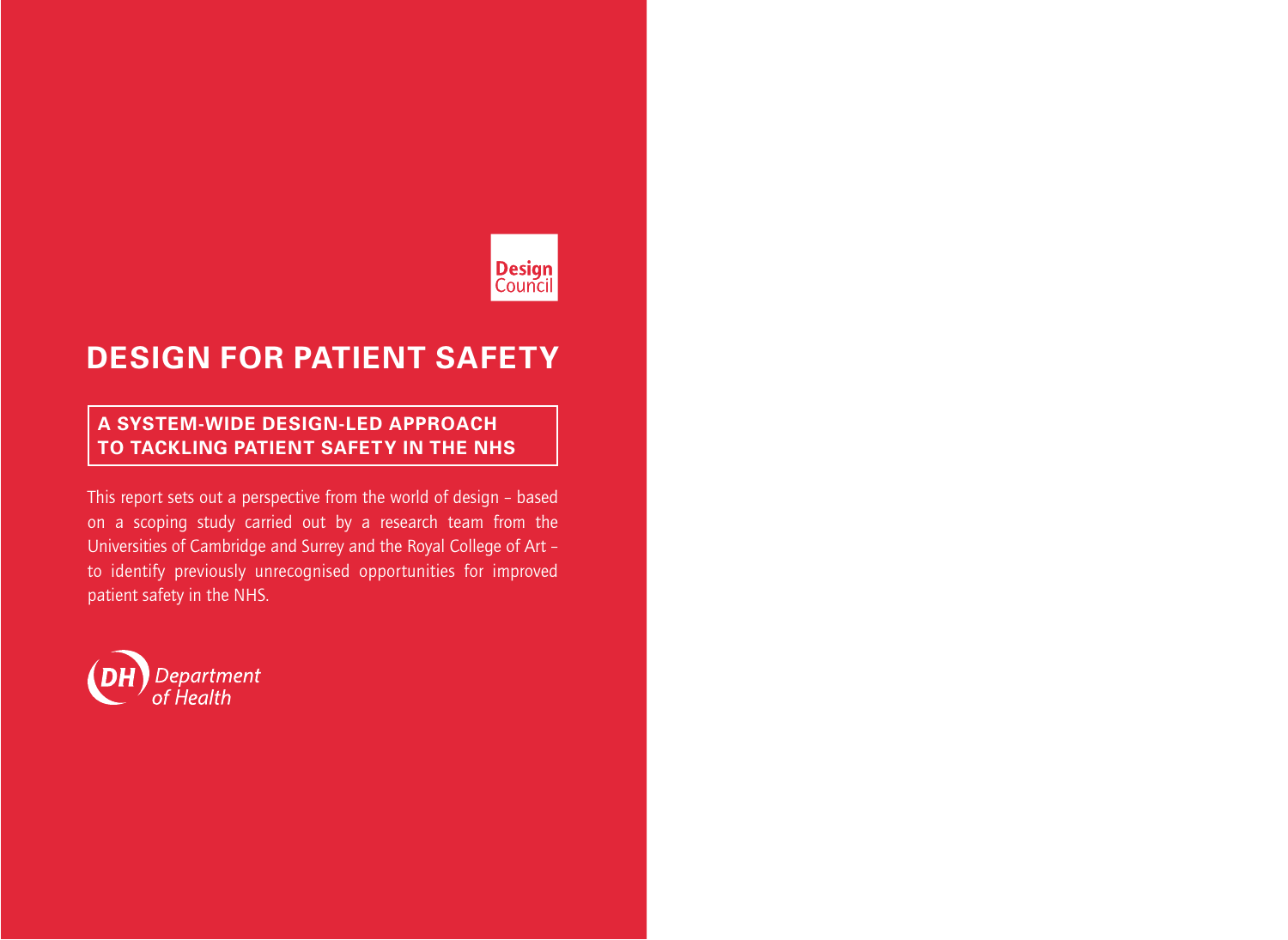Design Council

# DESIGN FOR PATIENT SAFETY

## A SYSTEM-WIDE DESIGN-LED APPROACH TO TACKLING PATIENT SAFETY IN THE NHS

This report sets out a perspective from the world of design – based on a scoping study carried out by a research team from the Universities of Cambridge and Surrey and the Royal College of Art – to identify previously unrecognised opportunities for improved patient safety in the NHS.

DH Department of Health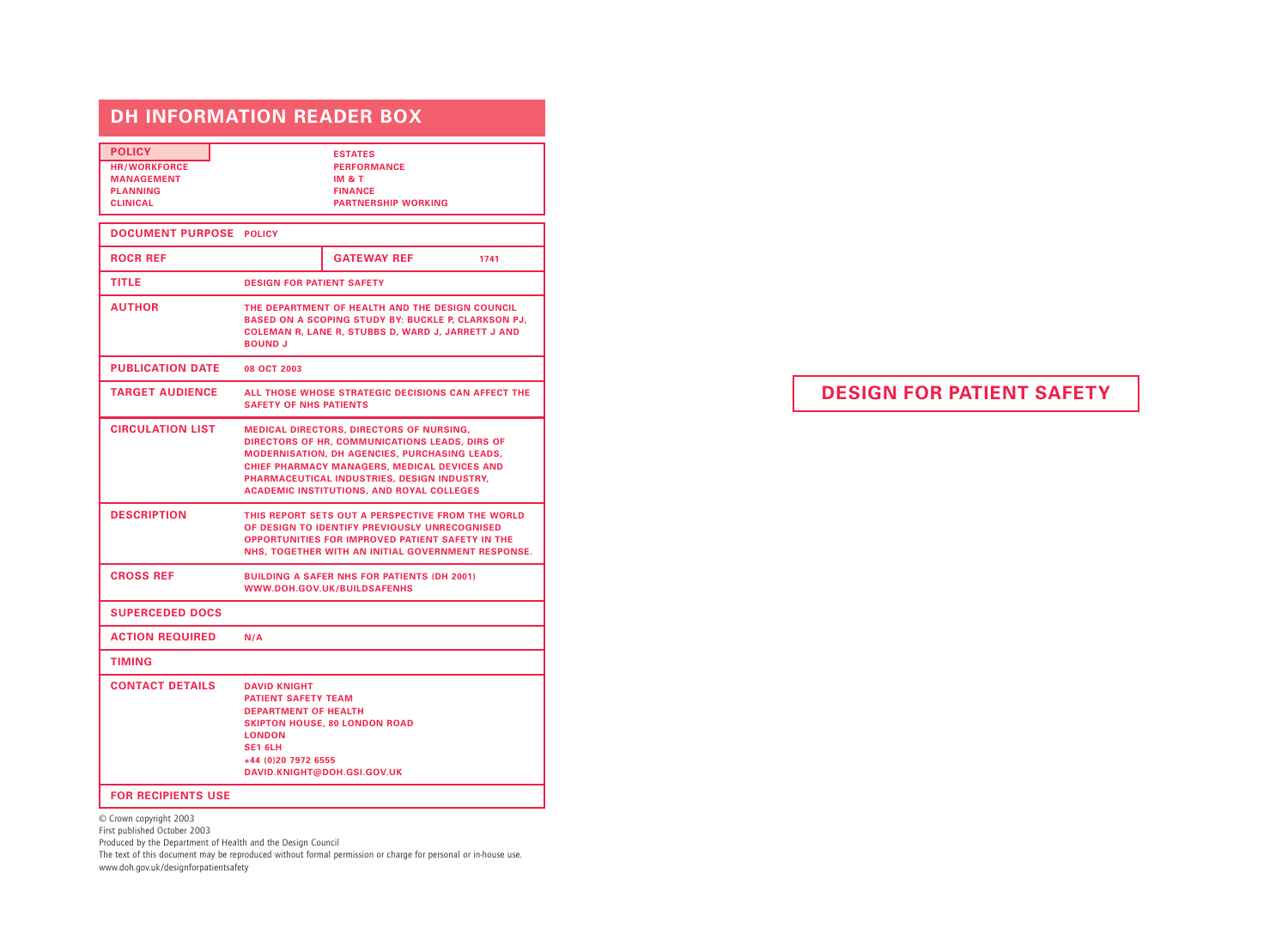# DH INFORMATION READER BOX

| **POLICY** | **ESTATES** |
|---|---|
| **HR/WORKFORCE** | **PERFORMANCE** |
| **MANAGEMENT** | **IM & T** |
| **PLANNING** | **FINANCE** |
| **CLINICAL** | **PARTNERSHIP WORKING** |

| | | | |
|---|---|---|---|
| **DOCUMENT PURPOSE** | POLICY | | |
| **ROCR REF** | | **GATEWAY REF** | 1741 |
| **TITLE** | DESIGN FOR PATIENT SAFETY | | |
| **AUTHOR** | THE DEPARTMENT OF HEALTH AND THE DESIGN COUNCIL BASED ON A SCOPING STUDY BY: BUCKLE P, CLARKSON PJ, COLEMAN R, LANE R, STUBBS D, WARD J, JARRETT J AND BOUND J | | |
| **PUBLICATION DATE** | 08 OCT 2003 | | |
| **TARGET AUDIENCE** | ALL THOSE WHOSE STRATEGIC DECISIONS CAN AFFECT THE SAFETY OF NHS PATIENTS | | |
| **CIRCULATION LIST** | MEDICAL DIRECTORS, DIRECTORS OF NURSING, DIRECTORS OF HR, COMMUNICATIONS LEADS, DIRS OF MODERNISATION, DH AGENCIES, PURCHASING LEADS, CHIEF PHARMACY MANAGERS, MEDICAL DEVICES AND PHARMACEUTICAL INDUSTRIES, DESIGN INDUSTRY, ACADEMIC INSTITUTIONS, AND ROYAL COLLEGES | | |
| **DESCRIPTION** | THIS REPORT SETS OUT A PERSPECTIVE FROM THE WORLD OF DESIGN TO IDENTIFY PREVIOUSLY UNRECOGNISED OPPORTUNITIES FOR IMPROVED PATIENT SAFETY IN THE NHS, TOGETHER WITH AN INITIAL GOVERNMENT RESPONSE. | | |
| **CROSS REF** | BUILDING A SAFER NHS FOR PATIENTS (DH 2001) WWW.DOH.GOV.UK/BUILDSAFENHS | | |
| **SUPERCEDED DOCS** | | | |
| **ACTION REQUIRED** | N/A | | |
| **TIMING** | | | |
| **CONTACT DETAILS** | DAVID KNIGHT<br>PATIENT SAFETY TEAM<br>DEPARTMENT OF HEALTH<br>SKIPTON HOUSE, 80 LONDON ROAD<br>LONDON<br>SE1 6LH<br>+44 (0)20 7972 6555<br>DAVID.KNIGHT@DOH.GSI.GOV.UK | | |
| **FOR RECIPIENTS USE** | | | |

© Crown copyright 2003
First published October 2003
Produced by the Department of Health and the Design Council
The text of this document may be reproduced without formal permission or charge for personal or in-house use.
www.doh.gov.uk/designforpatientsafety

# DESIGN FOR PATIENT SAFETY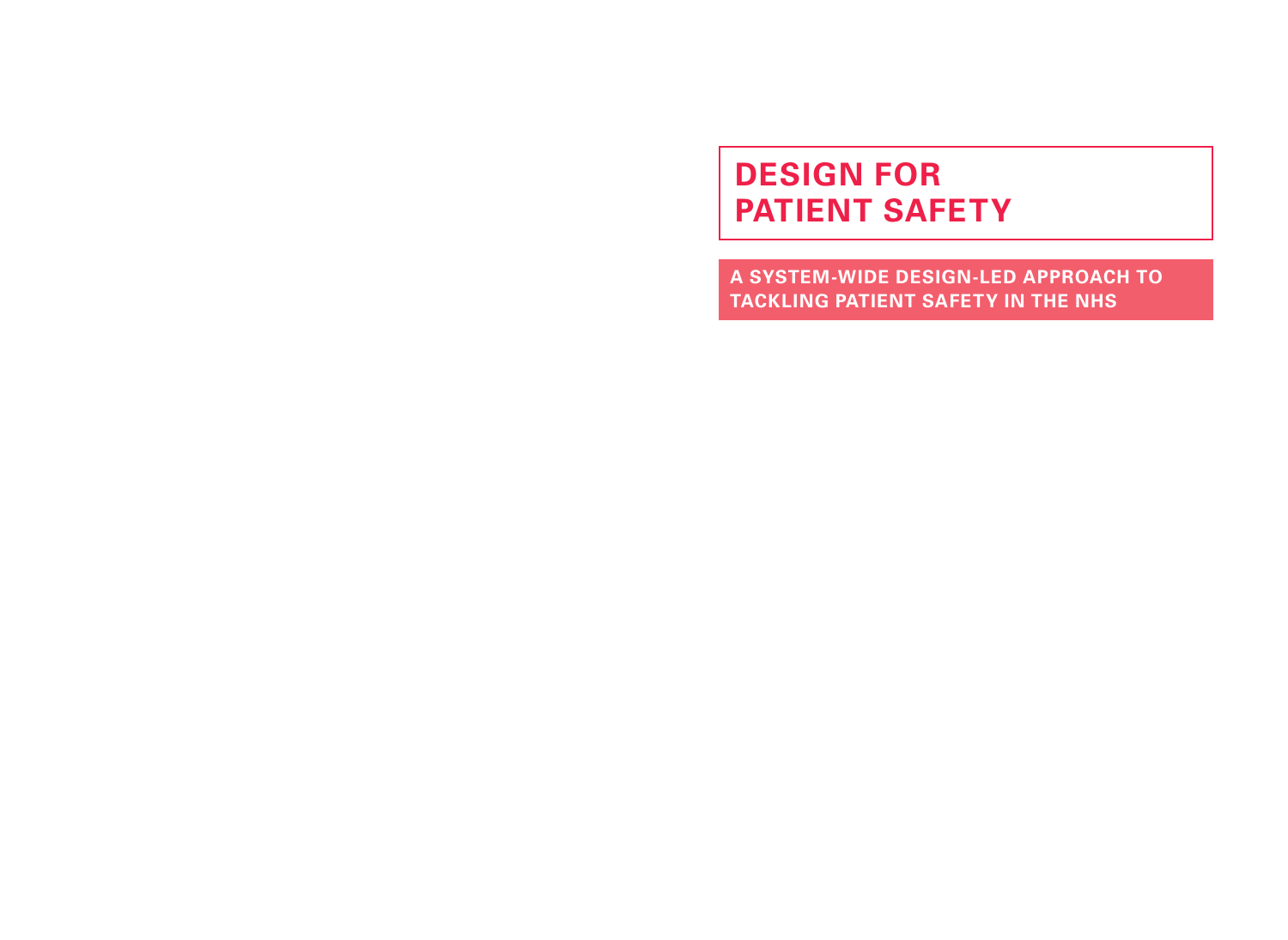# DESIGN FOR PATIENT SAFETY

## A SYSTEM-WIDE DESIGN-LED APPROACH TO TACKLING PATIENT SAFETY IN THE NHS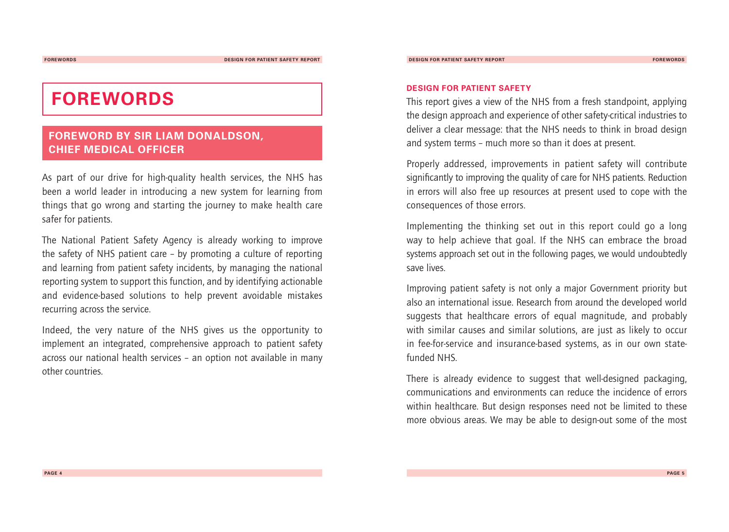# FOREWORDS

## FOREWORD BY SIR LIAM DONALDSON, CHIEF MEDICAL OFFICER

As part of our drive for high-quality health services, the NHS has been a world leader in introducing a new system for learning from things that go wrong and starting the journey to make health care safer for patients.

The National Patient Safety Agency is already working to improve the safety of NHS patient care – by promoting a culture of reporting and learning from patient safety incidents, by managing the national reporting system to support this function, and by identifying actionable and evidence-based solutions to help prevent avoidable mistakes recurring across the service.

Indeed, the very nature of the NHS gives us the opportunity to implement an integrated, comprehensive approach to patient safety across our national health services – an option not available in many other countries.

### DESIGN FOR PATIENT SAFETY

This report gives a view of the NHS from a fresh standpoint, applying the design approach and experience of other safety-critical industries to deliver a clear message: that the NHS needs to think in broad design and system terms – much more so than it does at present.

Properly addressed, improvements in patient safety will contribute significantly to improving the quality of care for NHS patients. Reduction in errors will also free up resources at present used to cope with the consequences of those errors.

Implementing the thinking set out in this report could go a long way to help achieve that goal. If the NHS can embrace the broad systems approach set out in the following pages, we would undoubtedly save lives.

Improving patient safety is not only a major Government priority but also an international issue. Research from around the developed world suggests that healthcare errors of equal magnitude, and probably with similar causes and similar solutions, are just as likely to occur in fee-for-service and insurance-based systems, as in our own state-funded NHS.

There is already evidence to suggest that well-designed packaging, communications and environments can reduce the incidence of errors within healthcare. But design responses need not be limited to these more obvious areas. We may be able to design-out some of the most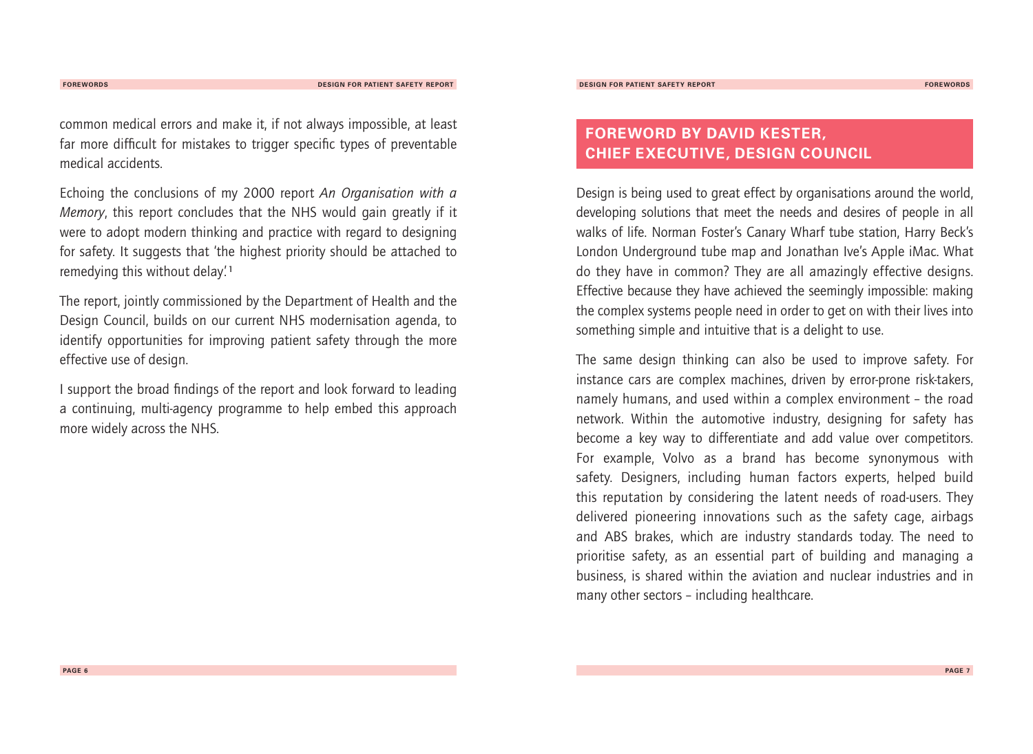common medical errors and make it, if not always impossible, at least far more difficult for mistakes to trigger specific types of preventable medical accidents.

Echoing the conclusions of my 2000 report *An Organisation with a Memory*, this report concludes that the NHS would gain greatly if it were to adopt modern thinking and practice with regard to designing for safety. It suggests that 'the highest priority should be attached to remedying this without delay.'[1]

The report, jointly commissioned by the Department of Health and the Design Council, builds on our current NHS modernisation agenda, to identify opportunities for improving patient safety through the more effective use of design.

I support the broad findings of the report and look forward to leading a continuing, multi-agency programme to help embed this approach more widely across the NHS.

## FOREWORD BY DAVID KESTER, CHIEF EXECUTIVE, DESIGN COUNCIL

Design is being used to great effect by organisations around the world, developing solutions that meet the needs and desires of people in all walks of life. Norman Foster's Canary Wharf tube station, Harry Beck's London Underground tube map and Jonathan Ive's Apple iMac. What do they have in common? They are all amazingly effective designs. Effective because they have achieved the seemingly impossible: making the complex systems people need in order to get on with their lives into something simple and intuitive that is a delight to use.

The same design thinking can also be used to improve safety. For instance cars are complex machines, driven by error-prone risk-takers, namely humans, and used within a complex environment – the road network. Within the automotive industry, designing for safety has become a key way to differentiate and add value over competitors. For example, Volvo as a brand has become synonymous with safety. Designers, including human factors experts, helped build this reputation by considering the latent needs of road-users. They delivered pioneering innovations such as the safety cage, airbags and ABS brakes, which are industry standards today. The need to prioritise safety, as an essential part of building and managing a business, is shared within the aviation and nuclear industries and in many other sectors – including healthcare.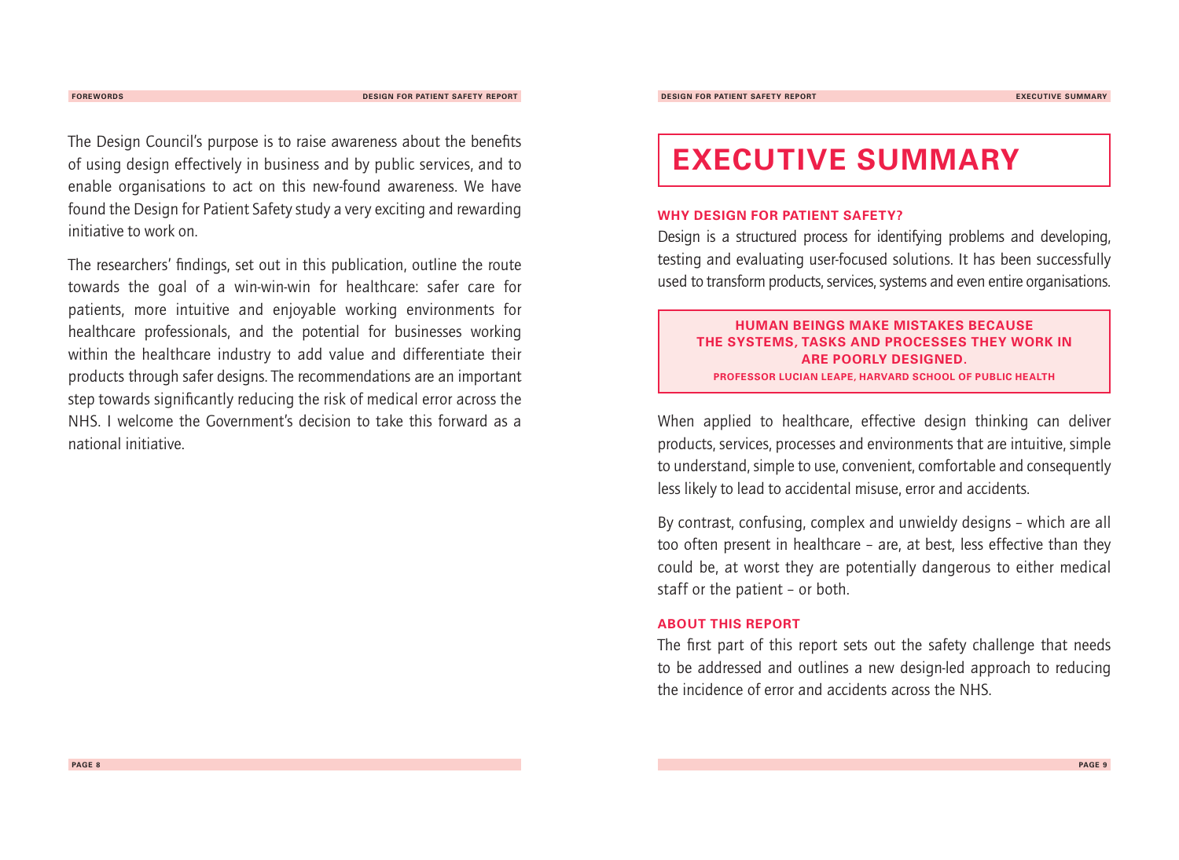The Design Council's purpose is to raise awareness about the benefits of using design effectively in business and by public services, and to enable organisations to act on this new-found awareness. We have found the Design for Patient Safety study a very exciting and rewarding initiative to work on.

The researchers' findings, set out in this publication, outline the route towards the goal of a win-win-win for healthcare: safer care for patients, more intuitive and enjoyable working environments for healthcare professionals, and the potential for businesses working within the healthcare industry to add value and differentiate their products through safer designs. The recommendations are an important step towards significantly reducing the risk of medical error across the NHS. I welcome the Government's decision to take this forward as a national initiative.

# EXECUTIVE SUMMARY

### WHY DESIGN FOR PATIENT SAFETY?

Design is a structured process for identifying problems and developing, testing and evaluating user-focused solutions. It has been successfully used to transform products, services, systems and even entire organisations.

> **HUMAN BEINGS MAKE MISTAKES BECAUSE THE SYSTEMS, TASKS AND PROCESSES THEY WORK IN ARE POORLY DESIGNED.**
>
> **PROFESSOR LUCIAN LEAPE, HARVARD SCHOOL OF PUBLIC HEALTH**

When applied to healthcare, effective design thinking can deliver products, services, processes and environments that are intuitive, simple to understand, simple to use, convenient, comfortable and consequently less likely to lead to accidental misuse, error and accidents.

By contrast, confusing, complex and unwieldy designs – which are all too often present in healthcare – are, at best, less effective than they could be, at worst they are potentially dangerous to either medical staff or the patient – or both.

### ABOUT THIS REPORT

The first part of this report sets out the safety challenge that needs to be addressed and outlines a new design-led approach to reducing the incidence of error and accidents across the NHS.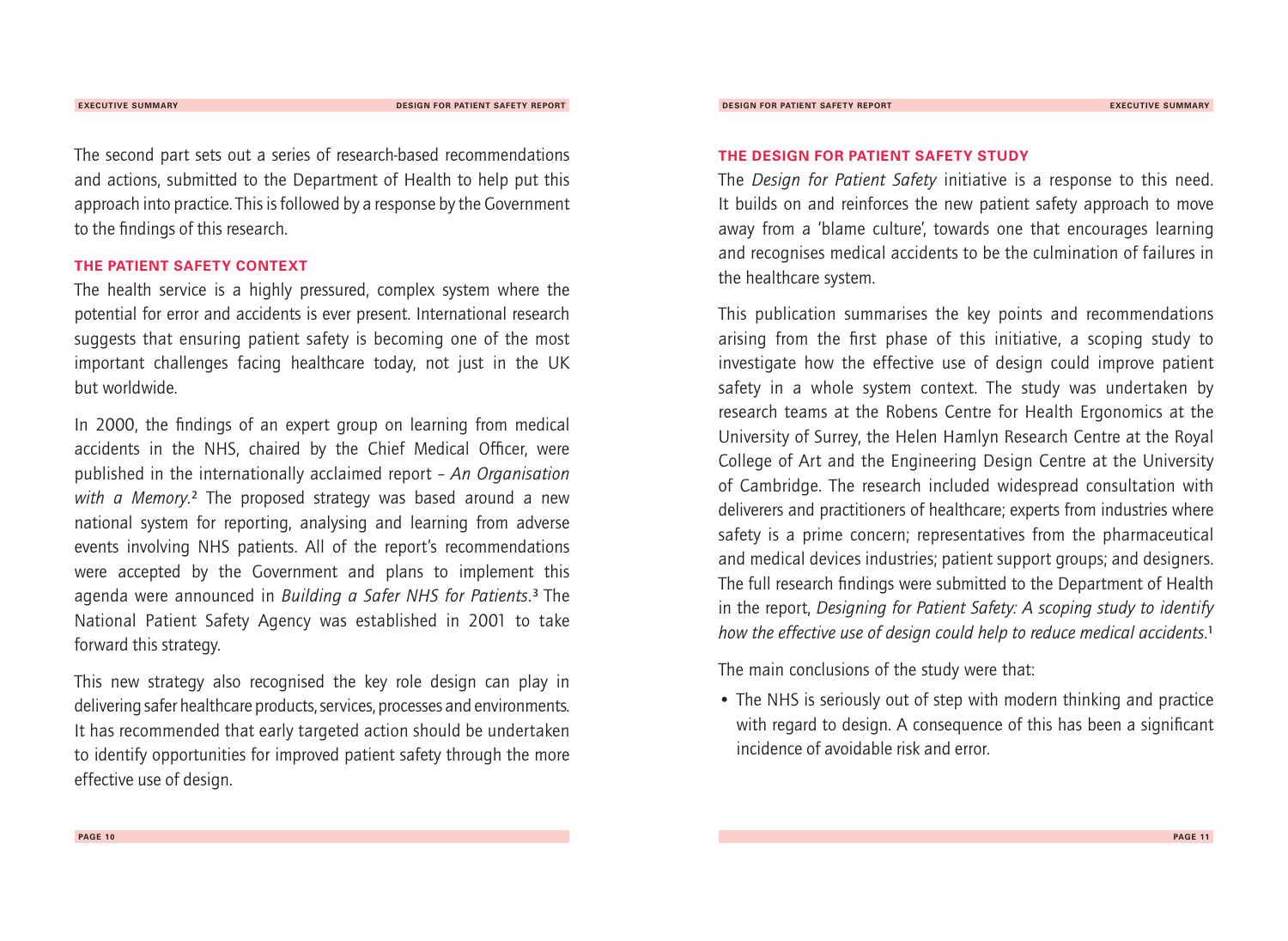The second part sets out a series of research-based recommendations and actions, submitted to the Department of Health to help put this approach into practice. This is followed by a response by the Government to the findings of this research.

## THE PATIENT SAFETY CONTEXT

The health service is a highly pressured, complex system where the potential for error and accidents is ever present. International research suggests that ensuring patient safety is becoming one of the most important challenges facing healthcare today, not just in the UK but worldwide.

In 2000, the findings of an expert group on learning from medical accidents in the NHS, chaired by the Chief Medical Officer, were published in the internationally acclaimed report – *An Organisation with a Memory*.[2] The proposed strategy was based around a new national system for reporting, analysing and learning from adverse events involving NHS patients. All of the report's recommendations were accepted by the Government and plans to implement this agenda were announced in *Building a Safer NHS for Patients*.[3] The National Patient Safety Agency was established in 2001 to take forward this strategy.

This new strategy also recognised the key role design can play in delivering safer healthcare products, services, processes and environments. It has recommended that early targeted action should be undertaken to identify opportunities for improved patient safety through the more effective use of design.

## THE DESIGN FOR PATIENT SAFETY STUDY

The *Design for Patient Safety* initiative is a response to this need. It builds on and reinforces the new patient safety approach to move away from a 'blame culture', towards one that encourages learning and recognises medical accidents to be the culmination of failures in the healthcare system.

This publication summarises the key points and recommendations arising from the first phase of this initiative, a scoping study to investigate how the effective use of design could improve patient safety in a whole system context. The study was undertaken by research teams at the Robens Centre for Health Ergonomics at the University of Surrey, the Helen Hamlyn Research Centre at the Royal College of Art and the Engineering Design Centre at the University of Cambridge. The research included widespread consultation with deliverers and practitioners of healthcare; experts from industries where safety is a prime concern; representatives from the pharmaceutical and medical devices industries; patient support groups; and designers. The full research findings were submitted to the Department of Health in the report, *Designing for Patient Safety: A scoping study to identify how the effective use of design could help to reduce medical accidents*.[1]

The main conclusions of the study were that:

- The NHS is seriously out of step with modern thinking and practice with regard to design. A consequence of this has been a significant incidence of avoidable risk and error.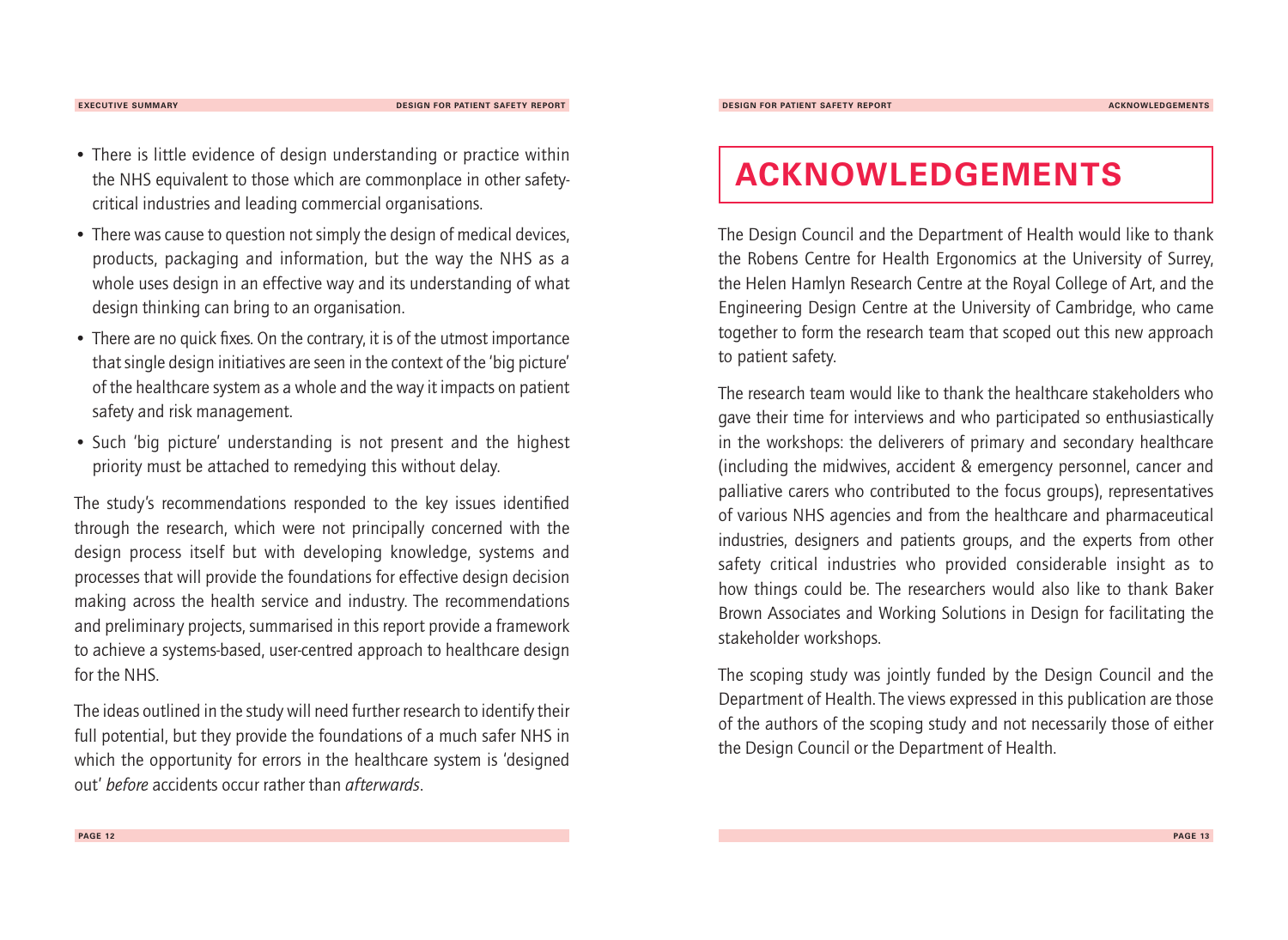- There is little evidence of design understanding or practice within the NHS equivalent to those which are commonplace in other safety-critical industries and leading commercial organisations.
- There was cause to question not simply the design of medical devices, products, packaging and information, but the way the NHS as a whole uses design in an effective way and its understanding of what design thinking can bring to an organisation.
- There are no quick fixes. On the contrary, it is of the utmost importance that single design initiatives are seen in the context of the 'big picture' of the healthcare system as a whole and the way it impacts on patient safety and risk management.
- Such 'big picture' understanding is not present and the highest priority must be attached to remedying this without delay.

The study's recommendations responded to the key issues identified through the research, which were not principally concerned with the design process itself but with developing knowledge, systems and processes that will provide the foundations for effective design decision making across the health service and industry. The recommendations and preliminary projects, summarised in this report provide a framework to achieve a systems-based, user-centred approach to healthcare design for the NHS.

The ideas outlined in the study will need further research to identify their full potential, but they provide the foundations of a much safer NHS in which the opportunity for errors in the healthcare system is 'designed out' *before* accidents occur rather than *afterwards*.

# ACKNOWLEDGEMENTS

The Design Council and the Department of Health would like to thank the Robens Centre for Health Ergonomics at the University of Surrey, the Helen Hamlyn Research Centre at the Royal College of Art, and the Engineering Design Centre at the University of Cambridge, who came together to form the research team that scoped out this new approach to patient safety.

The research team would like to thank the healthcare stakeholders who gave their time for interviews and who participated so enthusiastically in the workshops: the deliverers of primary and secondary healthcare (including the midwives, accident & emergency personnel, cancer and palliative carers who contributed to the focus groups), representatives of various NHS agencies and from the healthcare and pharmaceutical industries, designers and patients groups, and the experts from other safety critical industries who provided considerable insight as to how things could be. The researchers would also like to thank Baker Brown Associates and Working Solutions in Design for facilitating the stakeholder workshops.

The scoping study was jointly funded by the Design Council and the Department of Health. The views expressed in this publication are those of the authors of the scoping study and not necessarily those of either the Design Council or the Department of Health.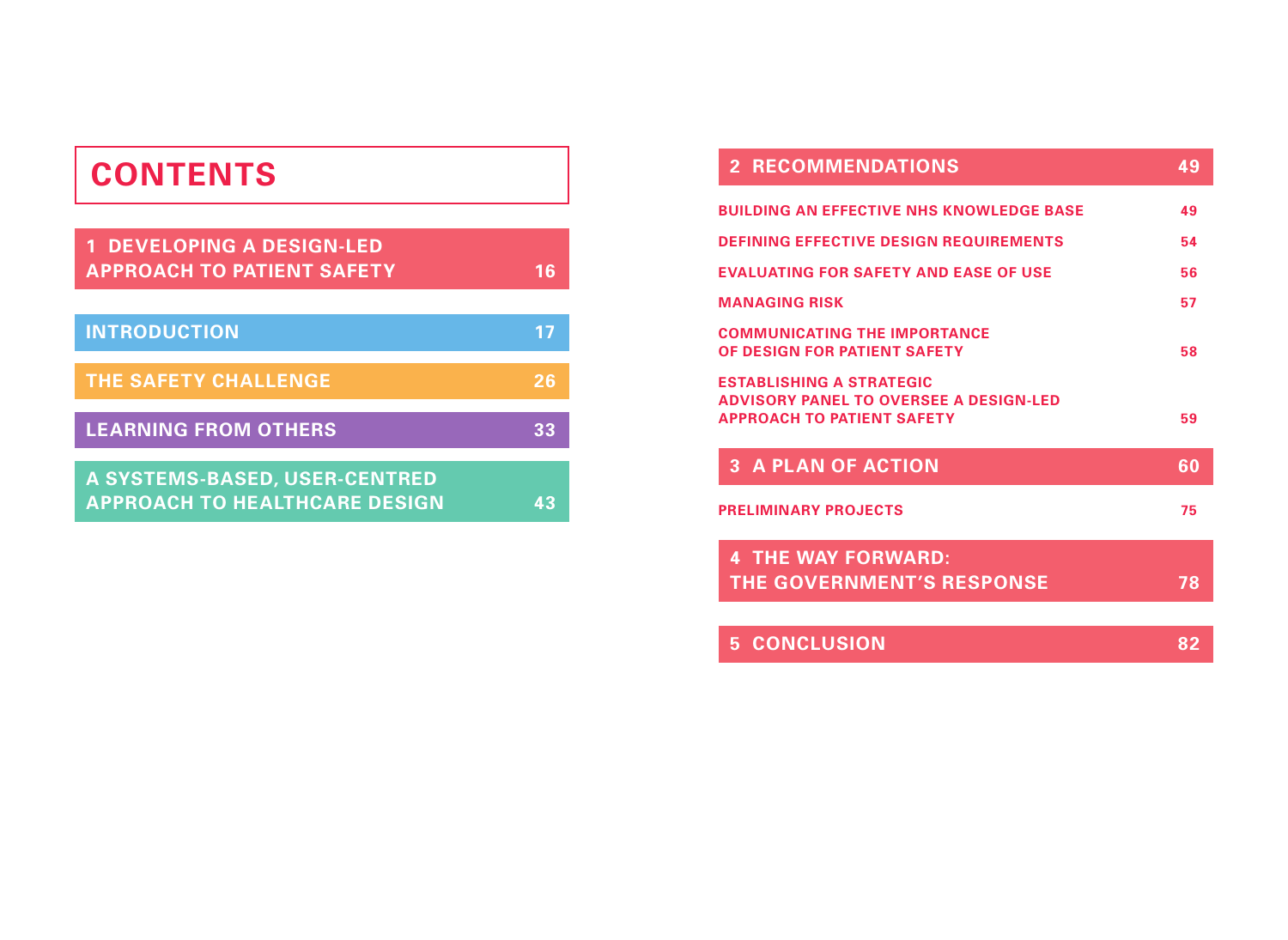# CONTENTS

| | |
|---|---|
| **1 DEVELOPING A DESIGN-LED APPROACH TO PATIENT SAFETY** | **16** |
| INTRODUCTION | 17 |
| THE SAFETY CHALLENGE | 26 |
| LEARNING FROM OTHERS | 33 |
| A SYSTEMS-BASED, USER-CENTRED APPROACH TO HEALTHCARE DESIGN | 43 |
| **2 RECOMMENDATIONS** | **49** |
| BUILDING AN EFFECTIVE NHS KNOWLEDGE BASE | 49 |
| DEFINING EFFECTIVE DESIGN REQUIREMENTS | 54 |
| EVALUATING FOR SAFETY AND EASE OF USE | 56 |
| MANAGING RISK | 57 |
| COMMUNICATING THE IMPORTANCE OF DESIGN FOR PATIENT SAFETY | 58 |
| ESTABLISHING A STRATEGIC ADVISORY PANEL TO OVERSEE A DESIGN-LED APPROACH TO PATIENT SAFETY | 59 |
| **3 A PLAN OF ACTION** | **60** |
| PRELIMINARY PROJECTS | 75 |
| **4 THE WAY FORWARD: THE GOVERNMENT'S RESPONSE** | **78** |
| **5 CONCLUSION** | **82** |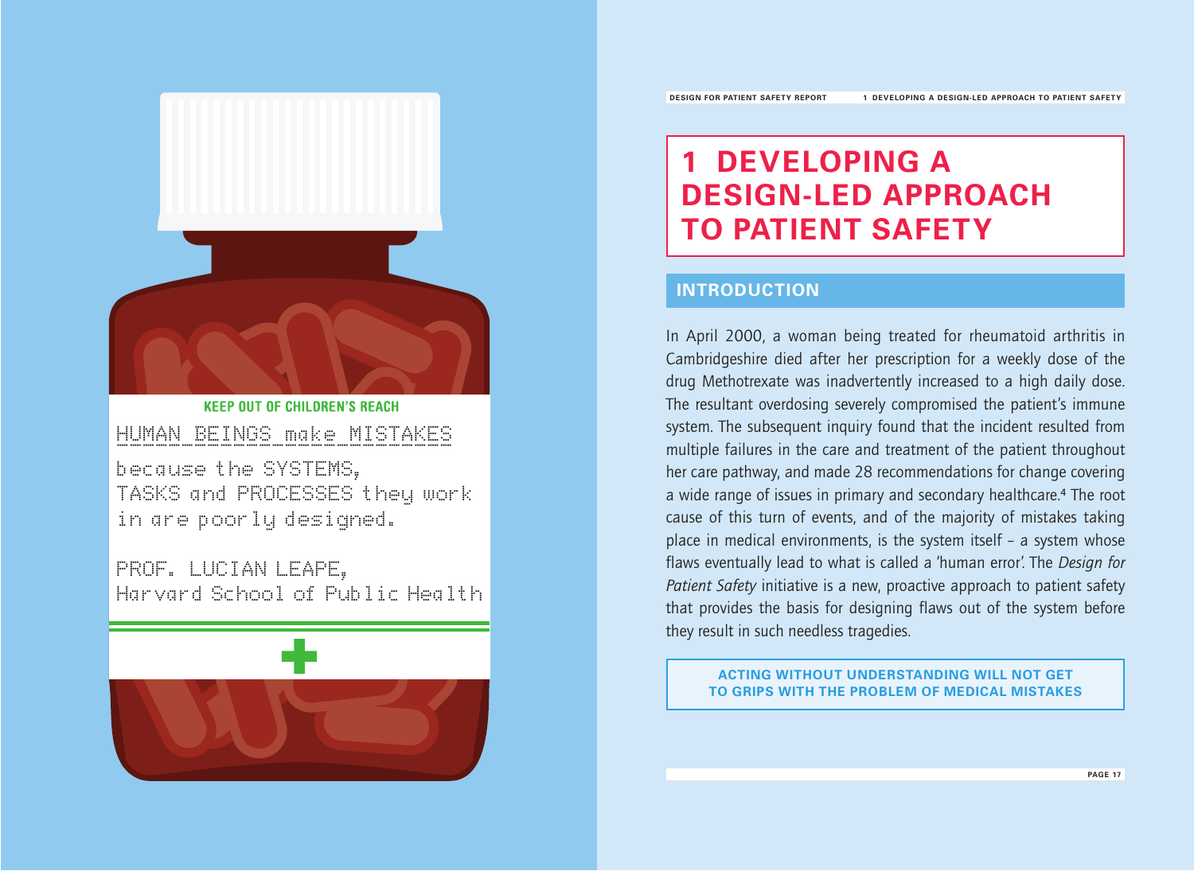KEEP OUT OF CHILDREN'S REACH

HUMAN BEINGS make MISTAKES

because the SYSTEMS, TASKS and PROCESSES they work in are poorly designed.

PROF. LUCIAN LEAPE, Harvard School of Public Health

# 1 DEVELOPING A DESIGN-LED APPROACH TO PATIENT SAFETY

## INTRODUCTION

In April 2000, a woman being treated for rheumatoid arthritis in Cambridgeshire died after her prescription for a weekly dose of the drug Methotrexate was inadvertently increased to a high daily dose. The resultant overdosing severely compromised the patient's immune system. The subsequent inquiry found that the incident resulted from multiple failures in the care and treatment of the patient throughout her care pathway, and made 28 recommendations for change covering a wide range of issues in primary and secondary healthcare.[4] The root cause of this turn of events, and of the majority of mistakes taking place in medical environments, is the system itself – a system whose flaws eventually lead to what is called a 'human error'. The *Design for Patient Safety* initiative is a new, proactive approach to patient safety that provides the basis for designing flaws out of the system before they result in such needless tragedies.

**ACTING WITHOUT UNDERSTANDING WILL NOT GET TO GRIPS WITH THE PROBLEM OF MEDICAL MISTAKES**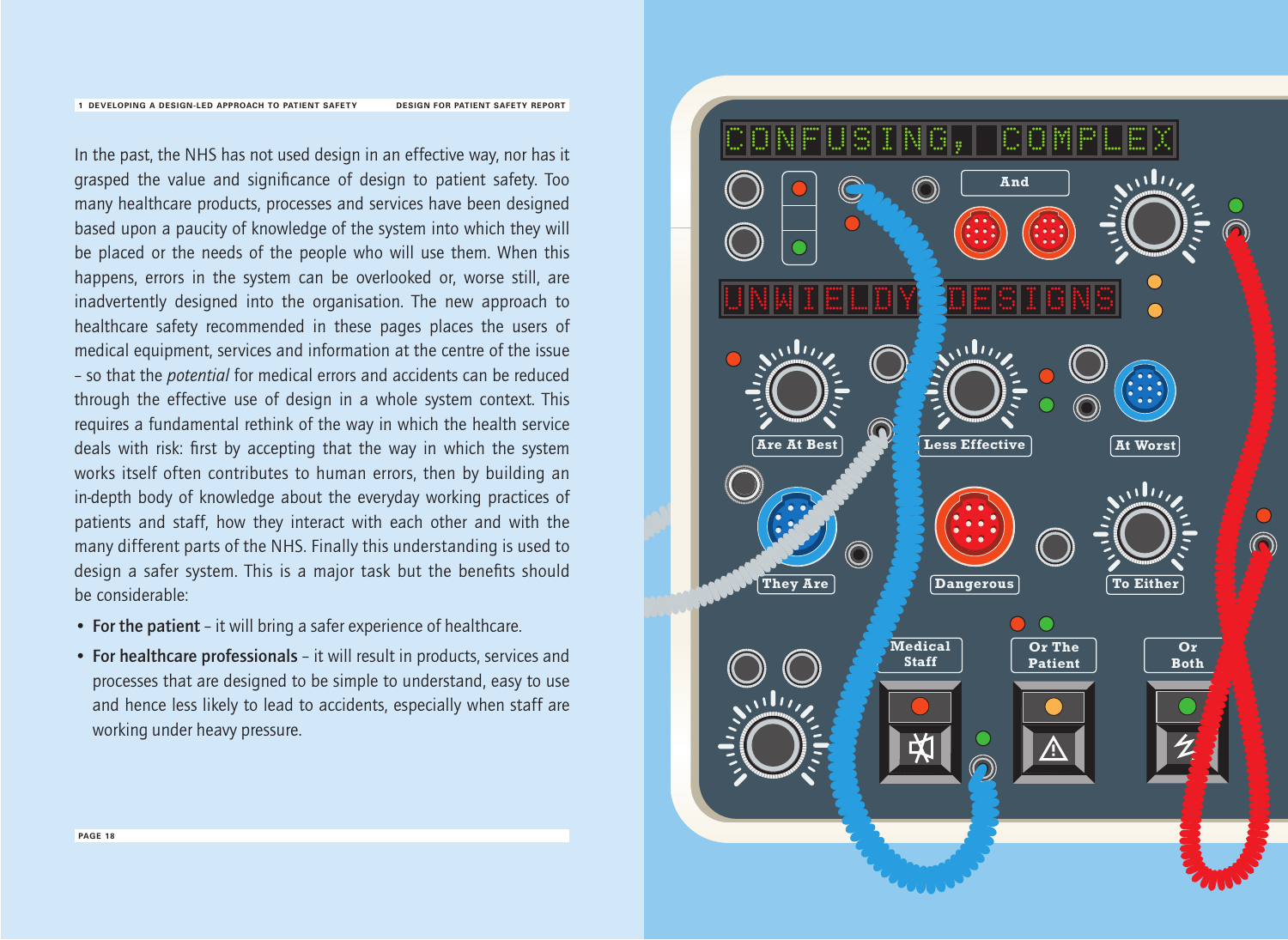In the past, the NHS has not used design in an effective way, nor has it grasped the value and significance of design to patient safety. Too many healthcare products, processes and services have been designed based upon a paucity of knowledge of the system into which they will be placed or the needs of the people who will use them. When this happens, errors in the system can be overlooked or, worse still, are inadvertently designed into the organisation. The new approach to healthcare safety recommended in these pages places the users of medical equipment, services and information at the centre of the issue – so that the *potential* for medical errors and accidents can be reduced through the effective use of design in a whole system context. This requires a fundamental rethink of the way in which the health service deals with risk: first by accepting that the way in which the system works itself often contributes to human errors, then by building an in-depth body of knowledge about the everyday working practices of patients and staff, how they interact with each other and with the many different parts of the NHS. Finally this understanding is used to design a safer system. This is a major task but the benefits should be considerable:

- **For the patient** – it will bring a safer experience of healthcare.
- **For healthcare professionals** – it will result in products, services and processes that are designed to be simple to understand, easy to use and hence less likely to lead to accidents, especially when staff are working under heavy pressure.

CONFUSING, COMPLEX And UNWIELDY DESIGNS Are At Best Less Effective At Worst They Are Dangerous To Either Medical Staff Or The Patient Or Both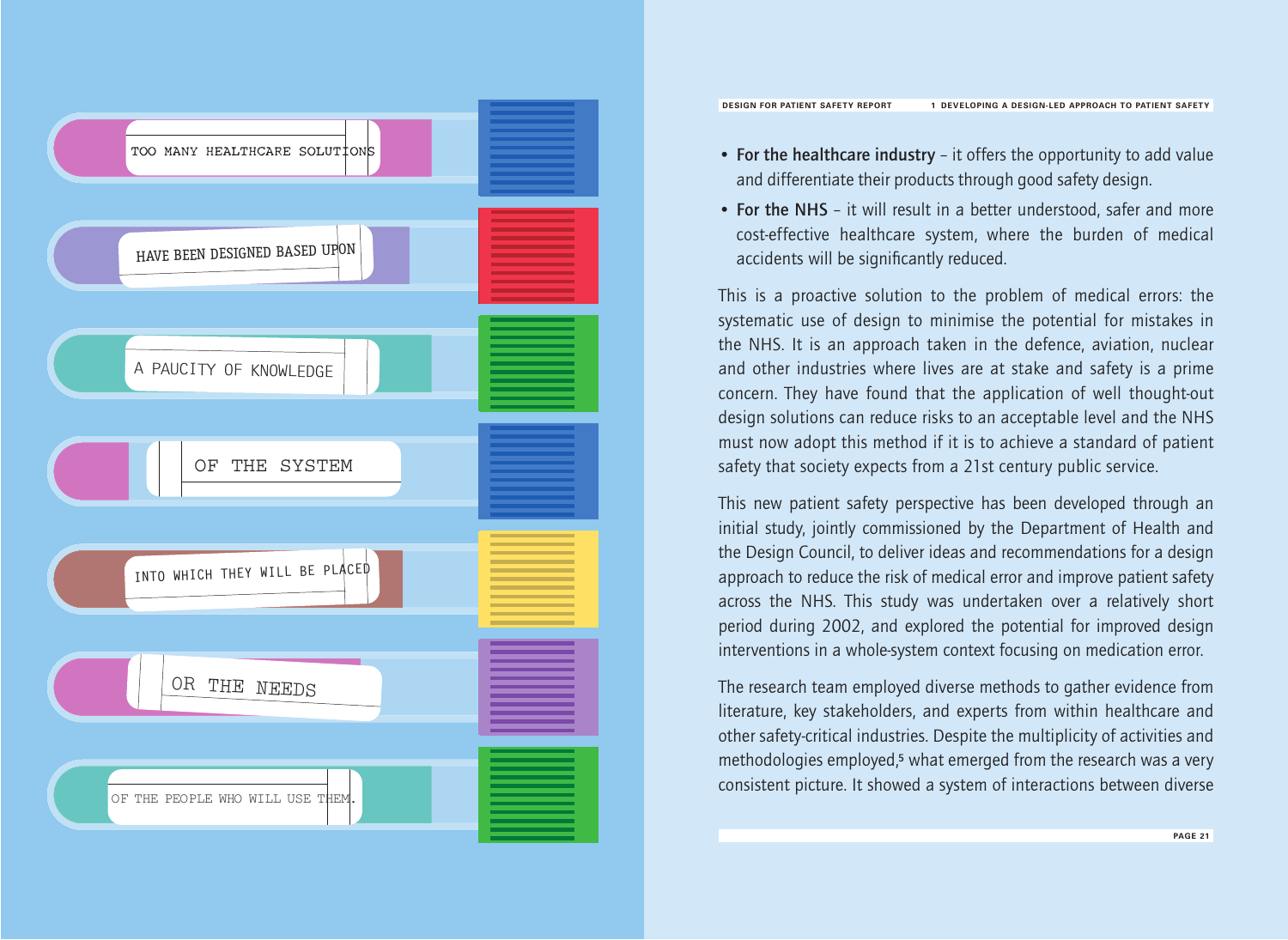TOO MANY HEALTHCARE SOLUTIONS HAVE BEEN DESIGNED BASED UPON A PAUCITY OF KNOWLEDGE OF THE SYSTEM INTO WHICH THEY WILL BE PLACED OR THE NEEDS OF THE PEOPLE WHO WILL USE THEM.

- **For the healthcare industry** – it offers the opportunity to add value and differentiate their products through good safety design.
- **For the NHS** – it will result in a better understood, safer and more cost-effective healthcare system, where the burden of medical accidents will be significantly reduced.

This is a proactive solution to the problem of medical errors: the systematic use of design to minimise the potential for mistakes in the NHS. It is an approach taken in the defence, aviation, nuclear and other industries where lives are at stake and safety is a prime concern. They have found that the application of well thought-out design solutions can reduce risks to an acceptable level and the NHS must now adopt this method if it is to achieve a standard of patient safety that society expects from a 21st century public service.

This new patient safety perspective has been developed through an initial study, jointly commissioned by the Department of Health and the Design Council, to deliver ideas and recommendations for a design approach to reduce the risk of medical error and improve patient safety across the NHS. This study was undertaken over a relatively short period during 2002, and explored the potential for improved design interventions in a whole-system context focusing on medication error.

The research team employed diverse methods to gather evidence from literature, key stakeholders, and experts from within healthcare and other safety-critical industries. Despite the multiplicity of activities and methodologies employed,[5] what emerged from the research was a very consistent picture. It showed a system of interactions between diverse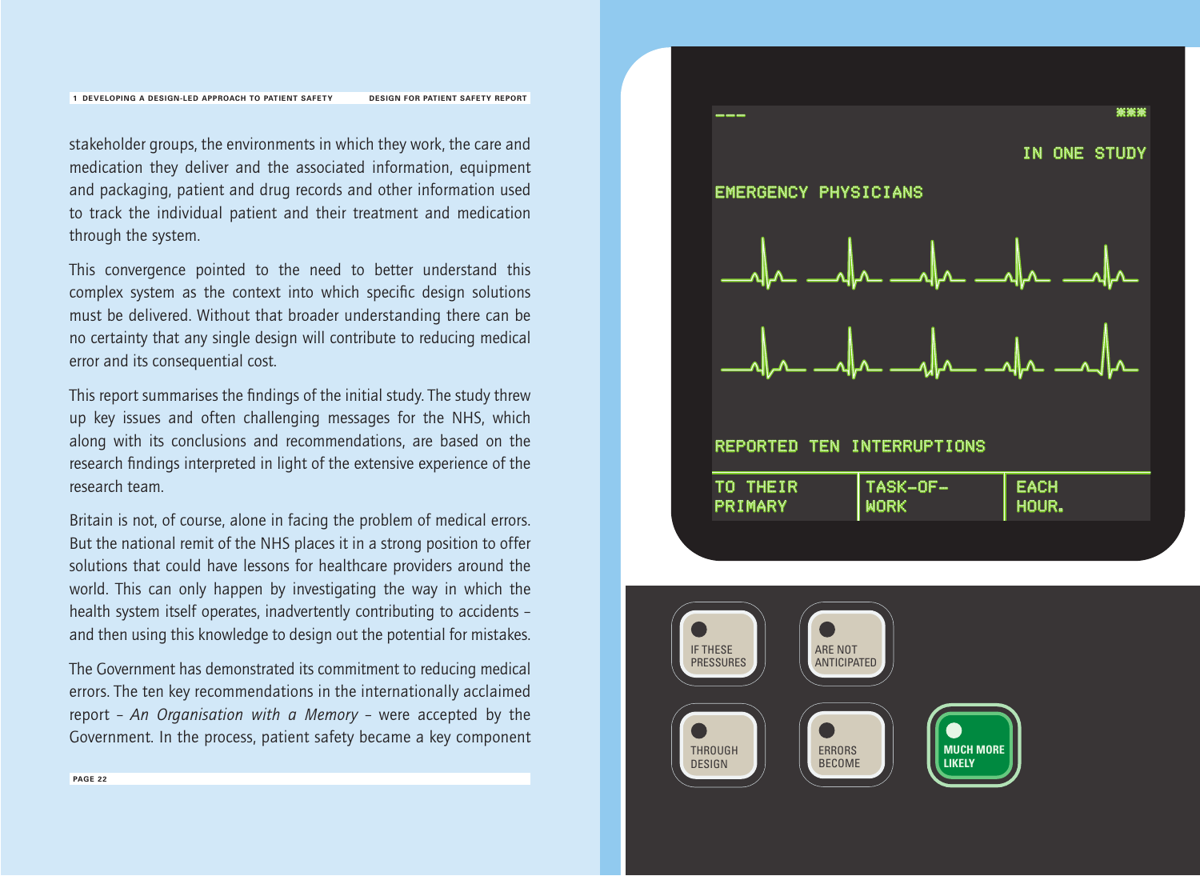stakeholder groups, the environments in which they work, the care and medication they deliver and the associated information, equipment and packaging, patient and drug records and other information used to track the individual patient and their treatment and medication through the system.

This convergence pointed to the need to better understand this complex system as the context into which specific design solutions must be delivered. Without that broader understanding there can be no certainty that any single design will contribute to reducing medical error and its consequential cost.

This report summarises the findings of the initial study. The study threw up key issues and often challenging messages for the NHS, which along with its conclusions and recommendations, are based on the research findings interpreted in light of the extensive experience of the research team.

Britain is not, of course, alone in facing the problem of medical errors. But the national remit of the NHS places it in a strong position to offer solutions that could have lessons for healthcare providers around the world. This can only happen by investigating the way in which the health system itself operates, inadvertently contributing to accidents – and then using this knowledge to design out the potential for mistakes.

The Government has demonstrated its commitment to reducing medical errors. The ten key recommendations in the internationally acclaimed report – *An Organisation with a Memory* – were accepted by the Government. In the process, patient safety became a key component

IN ONE STUDY EMERGENCY PHYSICIANS REPORTED TEN INTERRUPTIONS TO THEIR PRIMARY TASK-OF-WORK EACH HOUR.

IF THESE PRESSURES ARE NOT ANTICIPATED THROUGH DESIGN ERRORS BECOME MUCH MORE LIKELY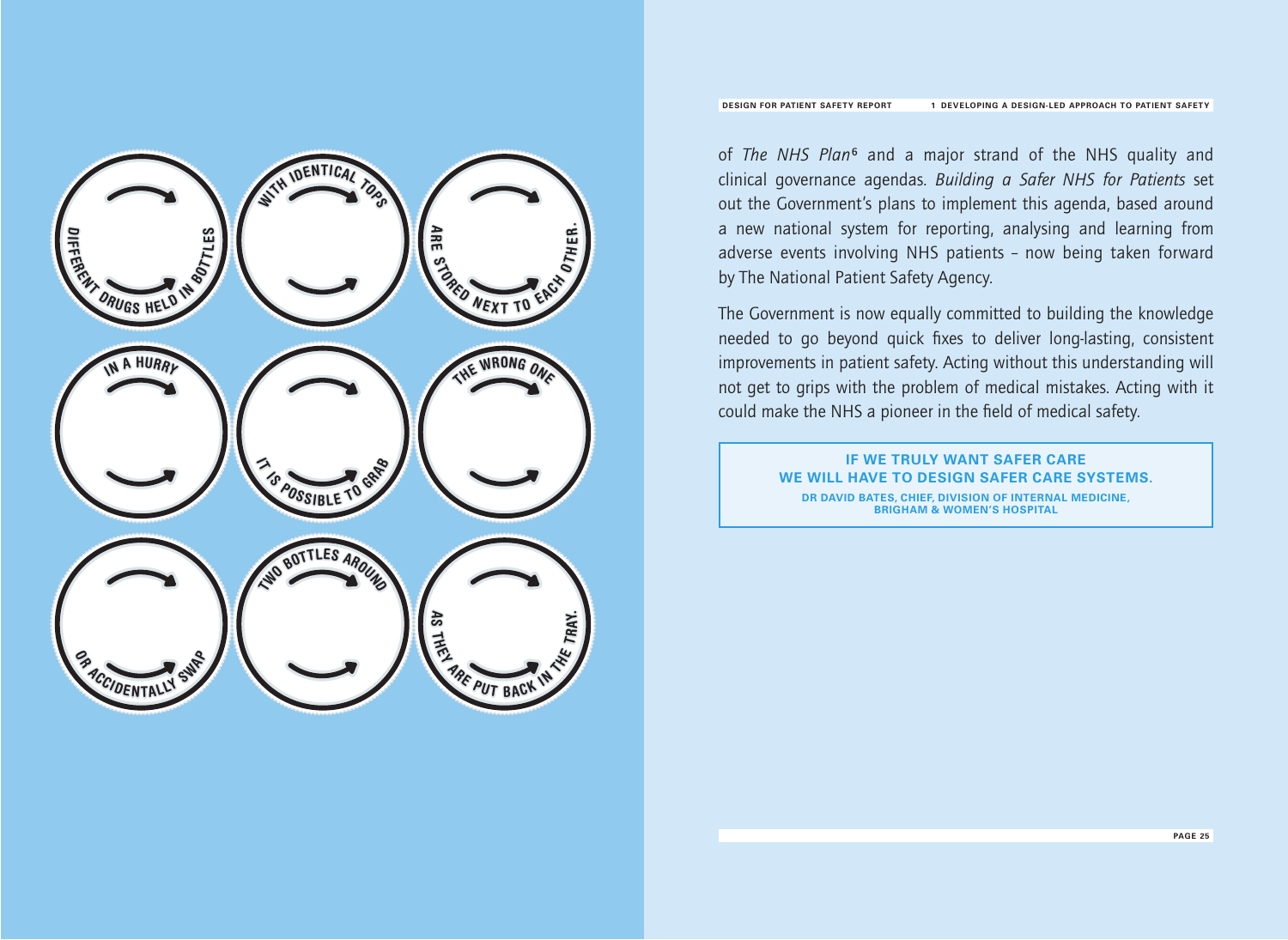DIFFERENT DRUGS HELD IN BOTTLES WITH IDENTICAL TOPS ARE STORED NEXT TO EACH OTHER. IN A HURRY IT IS POSSIBLE TO GRAB THE WRONG ONE OR ACCIDENTALLY SWAP TWO BOTTLES AROUND AS THEY ARE PUT BACK IN THE TRAY.

of *The NHS Plan*[6] and a major strand of the NHS quality and clinical governance agendas. *Building a Safer NHS for Patients* set out the Government's plans to implement this agenda, based around a new national system for reporting, analysing and learning from adverse events involving NHS patients – now being taken forward by The National Patient Safety Agency.

The Government is now equally committed to building the knowledge needed to go beyond quick fixes to deliver long-lasting, consistent improvements in patient safety. Acting without this understanding will not get to grips with the problem of medical mistakes. Acting with it could make the NHS a pioneer in the field of medical safety.

> **IF WE TRULY WANT SAFER CARE WE WILL HAVE TO DESIGN SAFER CARE SYSTEMS.**
>
> **DR DAVID BATES, CHIEF, DIVISION OF INTERNAL MEDICINE, BRIGHAM & WOMEN'S HOSPITAL**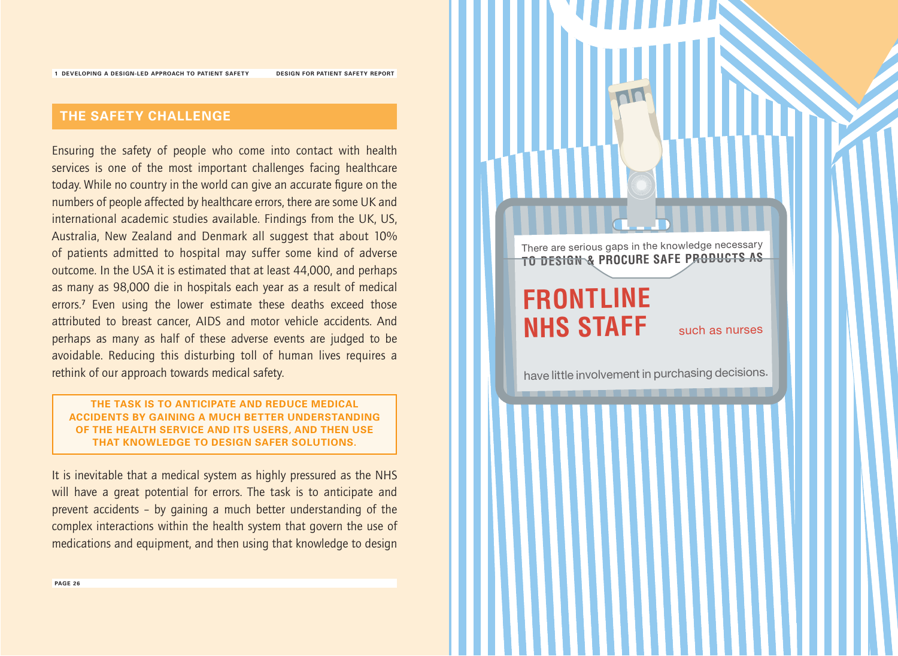## THE SAFETY CHALLENGE

Ensuring the safety of people who come into contact with health services is one of the most important challenges facing healthcare today. While no country in the world can give an accurate figure on the numbers of people affected by healthcare errors, there are some UK and international academic studies available. Findings from the UK, US, Australia, New Zealand and Denmark all suggest that about 10% of patients admitted to hospital may suffer some kind of adverse outcome. In the USA it is estimated that at least 44,000, and perhaps as many as 98,000 die in hospitals each year as a result of medical errors.[7] Even using the lower estimate these deaths exceed those attributed to breast cancer, AIDS and motor vehicle accidents. And perhaps as many as half of these adverse events are judged to be avoidable. Reducing this disturbing toll of human lives requires a rethink of our approach towards medical safety.

**THE TASK IS TO ANTICIPATE AND REDUCE MEDICAL ACCIDENTS BY GAINING A MUCH BETTER UNDERSTANDING OF THE HEALTH SERVICE AND ITS USERS, AND THEN USE THAT KNOWLEDGE TO DESIGN SAFER SOLUTIONS.**

It is inevitable that a medical system as highly pressured as the NHS will have a great potential for errors. The task is to anticipate and prevent accidents – by gaining a much better understanding of the complex interactions within the health system that govern the use of medications and equipment, and then using that knowledge to design

There are serious gaps in the knowledge necessary TO DESIGN & PROCURE SAFE PRODUCTS AS

**FRONTLINE NHS STAFF** such as nurses

have little involvement in purchasing decisions.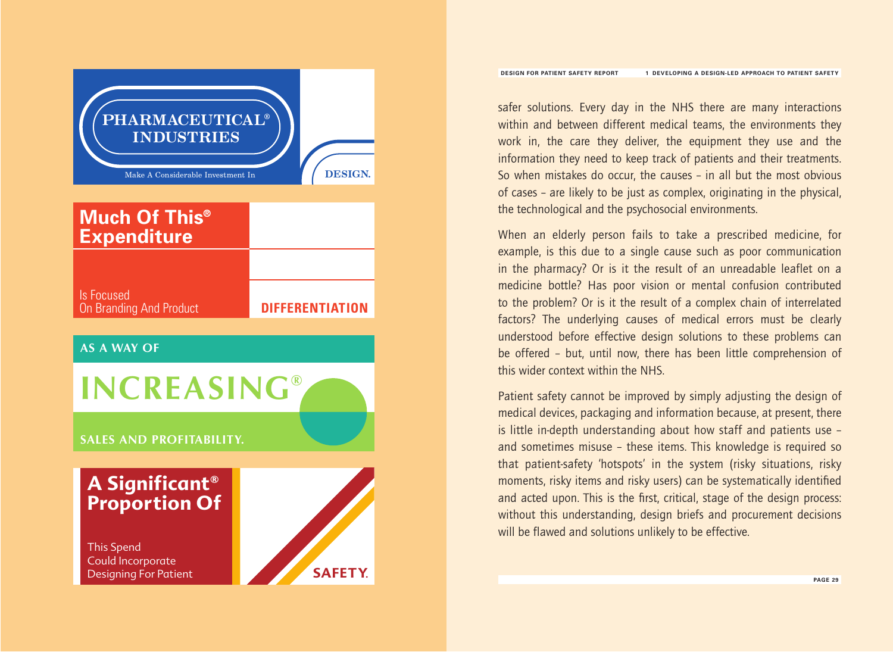PHARMACEUTICAL® INDUSTRIES

Make A Considerable Investment In

DESIGN.

Much Of This® Expenditure

Is Focused On Branding And Product

DIFFERENTIATION

AS A WAY OF

INCREASING®

SALES AND PROFITABILITY.

A Significant® Proportion Of

This Spend Could Incorporate Designing For Patient

SAFETY.

safer solutions. Every day in the NHS there are many interactions within and between different medical teams, the environments they work in, the care they deliver, the equipment they use and the information they need to keep track of patients and their treatments. So when mistakes do occur, the causes – in all but the most obvious of cases – are likely to be just as complex, originating in the physical, the technological and the psychosocial environments.

When an elderly person fails to take a prescribed medicine, for example, is this due to a single cause such as poor communication in the pharmacy? Or is it the result of an unreadable leaflet on a medicine bottle? Has poor vision or mental confusion contributed to the problem? Or is it the result of a complex chain of interrelated factors? The underlying causes of medical errors must be clearly understood before effective design solutions to these problems can be offered – but, until now, there has been little comprehension of this wider context within the NHS.

Patient safety cannot be improved by simply adjusting the design of medical devices, packaging and information because, at present, there is little in-depth understanding about how staff and patients use – and sometimes misuse – these items. This knowledge is required so that patient-safety 'hotspots' in the system (risky situations, risky moments, risky items and risky users) can be systematically identified and acted upon. This is the first, critical, stage of the design process: without this understanding, design briefs and procurement decisions will be flawed and solutions unlikely to be effective.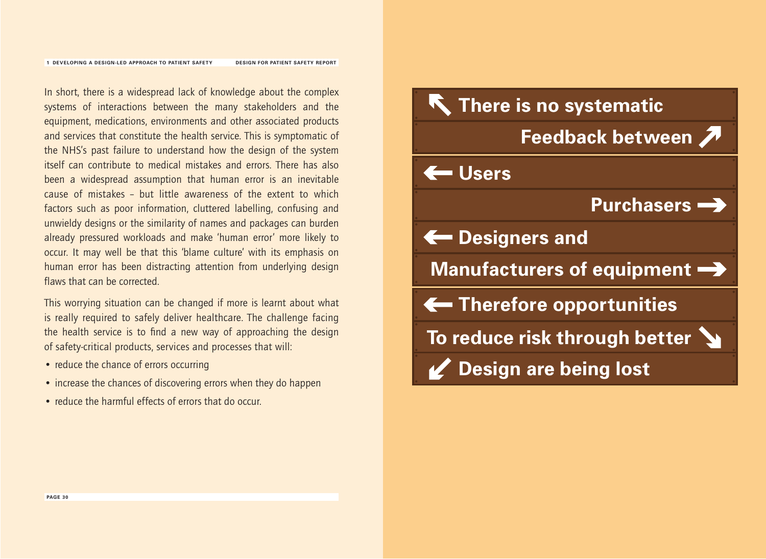In short, there is a widespread lack of knowledge about the complex systems of interactions between the many stakeholders and the equipment, medications, environments and other associated products and services that constitute the health service. This is symptomatic of the NHS's past failure to understand how the design of the system itself can contribute to medical mistakes and errors. There has also been a widespread assumption that human error is an inevitable cause of mistakes – but little awareness of the extent to which factors such as poor information, cluttered labelling, confusing and unwieldy designs or the similarity of names and packages can burden already pressured workloads and make 'human error' more likely to occur. It may well be that this 'blame culture' with its emphasis on human error has been distracting attention from underlying design flaws that can be corrected.

This worrying situation can be changed if more is learnt about what is really required to safely deliver healthcare. The challenge facing the health service is to find a new way of approaching the design of safety-critical products, services and processes that will:

- reduce the chance of errors occurring
- increase the chances of discovering errors when they do happen
- reduce the harmful effects of errors that do occur.

**↖ There is no systematic**

**Feedback between ↗**

**← Users**

**Purchasers →**

**← Designers and**

**Manufacturers of equipment →**

**← Therefore opportunities**

**To reduce risk through better ↘**

**↙ Design are being lost**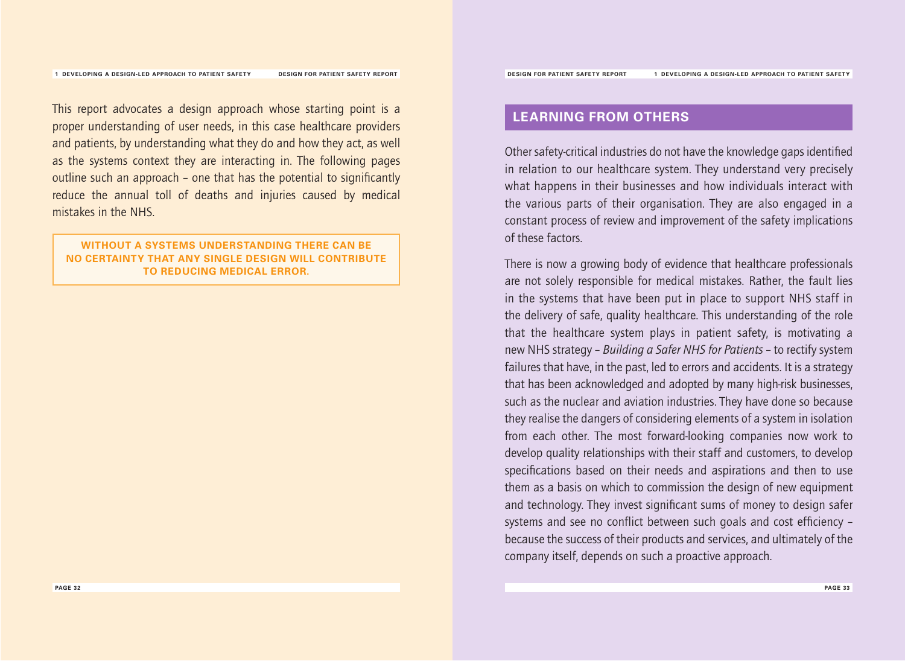This report advocates a design approach whose starting point is a proper understanding of user needs, in this case healthcare providers and patients, by understanding what they do and how they act, as well as the systems context they are interacting in. The following pages outline such an approach – one that has the potential to significantly reduce the annual toll of deaths and injuries caused by medical mistakes in the NHS.

**WITHOUT A SYSTEMS UNDERSTANDING THERE CAN BE NO CERTAINTY THAT ANY SINGLE DESIGN WILL CONTRIBUTE TO REDUCING MEDICAL ERROR.**

## LEARNING FROM OTHERS

Other safety-critical industries do not have the knowledge gaps identified in relation to our healthcare system. They understand very precisely what happens in their businesses and how individuals interact with the various parts of their organisation. They are also engaged in a constant process of review and improvement of the safety implications of these factors.

There is now a growing body of evidence that healthcare professionals are not solely responsible for medical mistakes. Rather, the fault lies in the systems that have been put in place to support NHS staff in the delivery of safe, quality healthcare. This understanding of the role that the healthcare system plays in patient safety, is motivating a new NHS strategy – *Building a Safer NHS for Patients* – to rectify system failures that have, in the past, led to errors and accidents. It is a strategy that has been acknowledged and adopted by many high-risk businesses, such as the nuclear and aviation industries. They have done so because they realise the dangers of considering elements of a system in isolation from each other. The most forward-looking companies now work to develop quality relationships with their staff and customers, to develop specifications based on their needs and aspirations and then to use them as a basis on which to commission the design of new equipment and technology. They invest significant sums of money to design safer systems and see no conflict between such goals and cost efficiency – because the success of their products and services, and ultimately of the company itself, depends on such a proactive approach.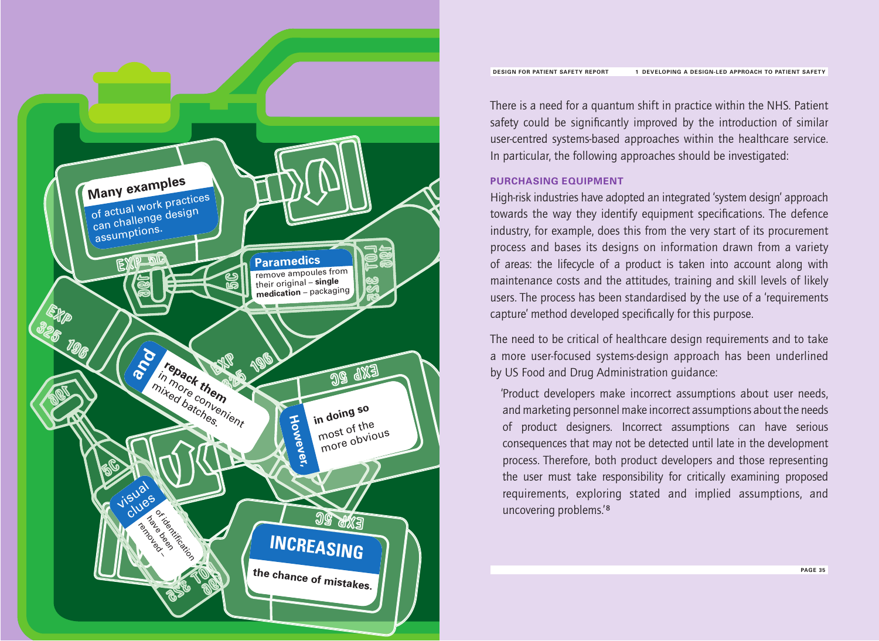Many examples of actual work practices can challenge design assumptions. Paramedics remove ampoules from their original – **single medication** – packaging and repack them in more convenient mixed batches. However, in doing so most of the more obvious visual clues of identification have been removed – INCREASING the chance of mistakes.

There is a need for a quantum shift in practice within the NHS. Patient safety could be significantly improved by the introduction of similar user-centred systems-based approaches within the healthcare service. In particular, the following approaches should be investigated:

### PURCHASING EQUIPMENT

High-risk industries have adopted an integrated 'system design' approach towards the way they identify equipment specifications. The defence industry, for example, does this from the very start of its procurement process and bases its designs on information drawn from a variety of areas: the lifecycle of a product is taken into account along with maintenance costs and the attitudes, training and skill levels of likely users. The process has been standardised by the use of a 'requirements capture' method developed specifically for this purpose.

The need to be critical of healthcare design requirements and to take a more user-focused systems-design approach has been underlined by US Food and Drug Administration guidance:

> 'Product developers make incorrect assumptions about user needs, and marketing personnel make incorrect assumptions about the needs of product designers. Incorrect assumptions can have serious consequences that may not be detected until late in the development process. Therefore, both product developers and those representing the user must take responsibility for critically examining proposed requirements, exploring stated and implied assumptions, and uncovering problems.'[8]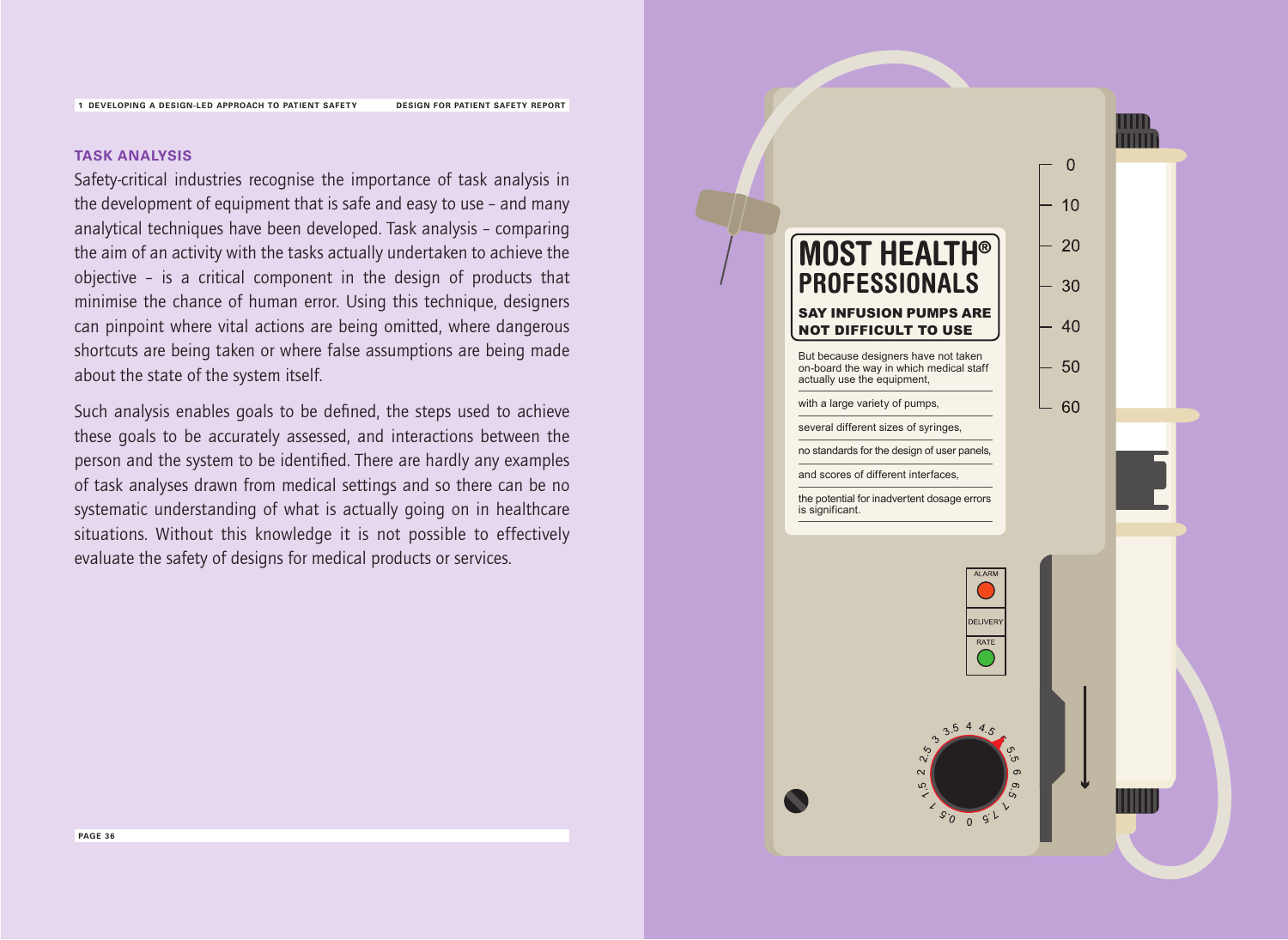## TASK ANALYSIS

Safety-critical industries recognise the importance of task analysis in the development of equipment that is safe and easy to use – and many analytical techniques have been developed. Task analysis – comparing the aim of an activity with the tasks actually undertaken to achieve the objective – is a critical component in the design of products that minimise the chance of human error. Using this technique, designers can pinpoint where vital actions are being omitted, where dangerous shortcuts are being taken or where false assumptions are being made about the state of the system itself.

Such analysis enables goals to be defined, the steps used to achieve these goals to be accurately assessed, and interactions between the person and the system to be identified. There are hardly any examples of task analyses drawn from medical settings and so there can be no systematic understanding of what is actually going on in healthcare situations. Without this knowledge it is not possible to effectively evaluate the safety of designs for medical products or services.

**MOST HEALTH® PROFESSIONALS**

**SAY INFUSION PUMPS ARE NOT DIFFICULT TO USE**

But because designers have not taken on-board the way in which medical staff actually use the equipment,

with a large variety of pumps,

several different sizes of syringes,

no standards for the design of user panels,

and scores of different interfaces,

the potential for inadvertent dosage errors is significant.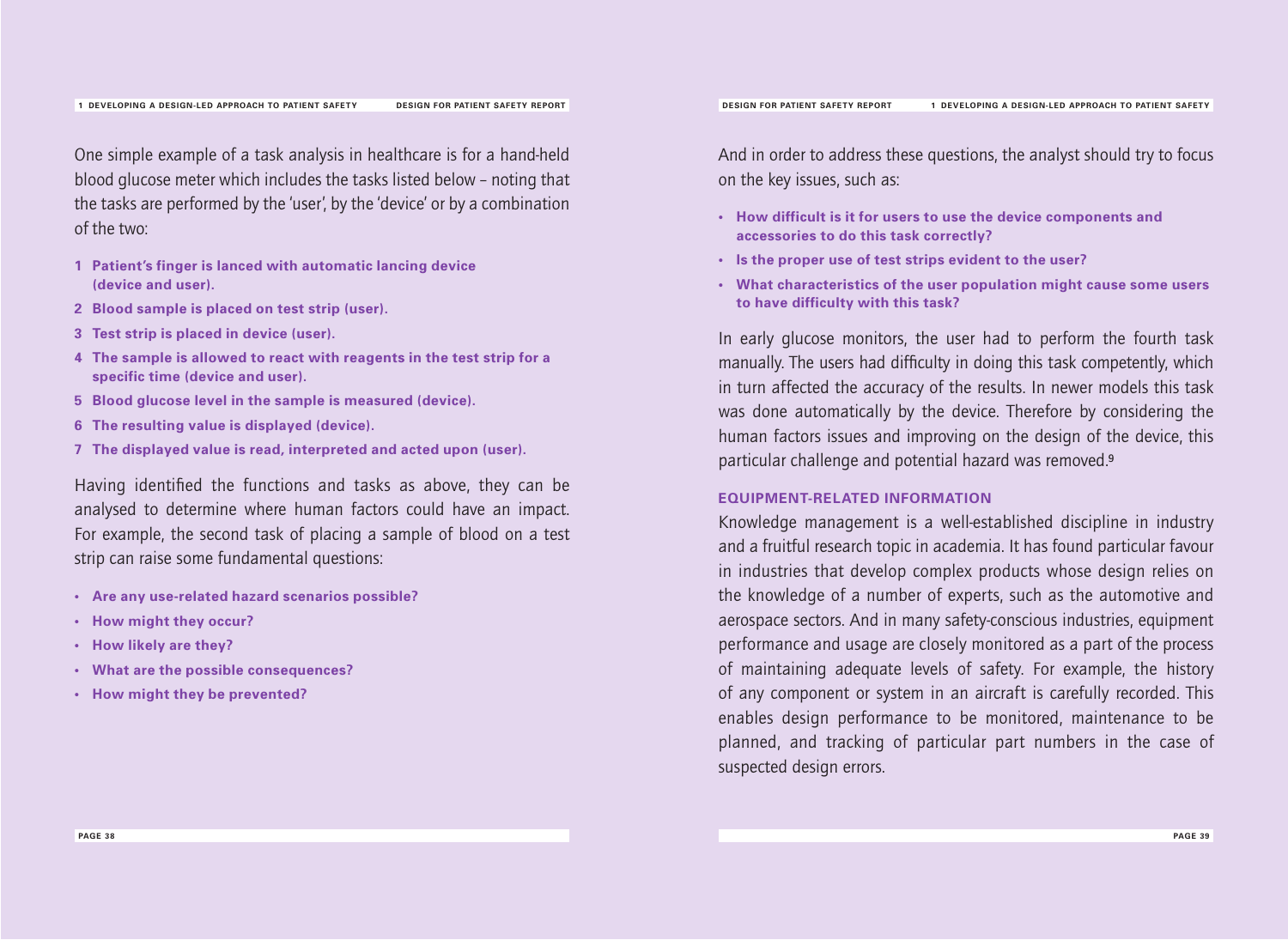One simple example of a task analysis in healthcare is for a hand-held blood glucose meter which includes the tasks listed below – noting that the tasks are performed by the 'user', by the 'device' or by a combination of the two:

1. **Patient's finger is lanced with automatic lancing device (device and user).**
2. **Blood sample is placed on test strip (user).**
3. **Test strip is placed in device (user).**
4. **The sample is allowed to react with reagents in the test strip for a specific time (device and user).**
5. **Blood glucose level in the sample is measured (device).**
6. **The resulting value is displayed (device).**
7. **The displayed value is read, interpreted and acted upon (user).**

Having identified the functions and tasks as above, they can be analysed to determine where human factors could have an impact. For example, the second task of placing a sample of blood on a test strip can raise some fundamental questions:

- **Are any use-related hazard scenarios possible?**
- **How might they occur?**
- **How likely are they?**
- **What are the possible consequences?**
- **How might they be prevented?**

And in order to address these questions, the analyst should try to focus on the key issues, such as:

- **How difficult is it for users to use the device components and accessories to do this task correctly?**
- **Is the proper use of test strips evident to the user?**
- **What characteristics of the user population might cause some users to have difficulty with this task?**

In early glucose monitors, the user had to perform the fourth task manually. The users had difficulty in doing this task competently, which in turn affected the accuracy of the results. In newer models this task was done automatically by the device. Therefore by considering the human factors issues and improving on the design of the device, this particular challenge and potential hazard was removed.[9]

### EQUIPMENT-RELATED INFORMATION

Knowledge management is a well-established discipline in industry and a fruitful research topic in academia. It has found particular favour in industries that develop complex products whose design relies on the knowledge of a number of experts, such as the automotive and aerospace sectors. And in many safety-conscious industries, equipment performance and usage are closely monitored as a part of the process of maintaining adequate levels of safety. For example, the history of any component or system in an aircraft is carefully recorded. This enables design performance to be monitored, maintenance to be planned, and tracking of particular part numbers in the case of suspected design errors.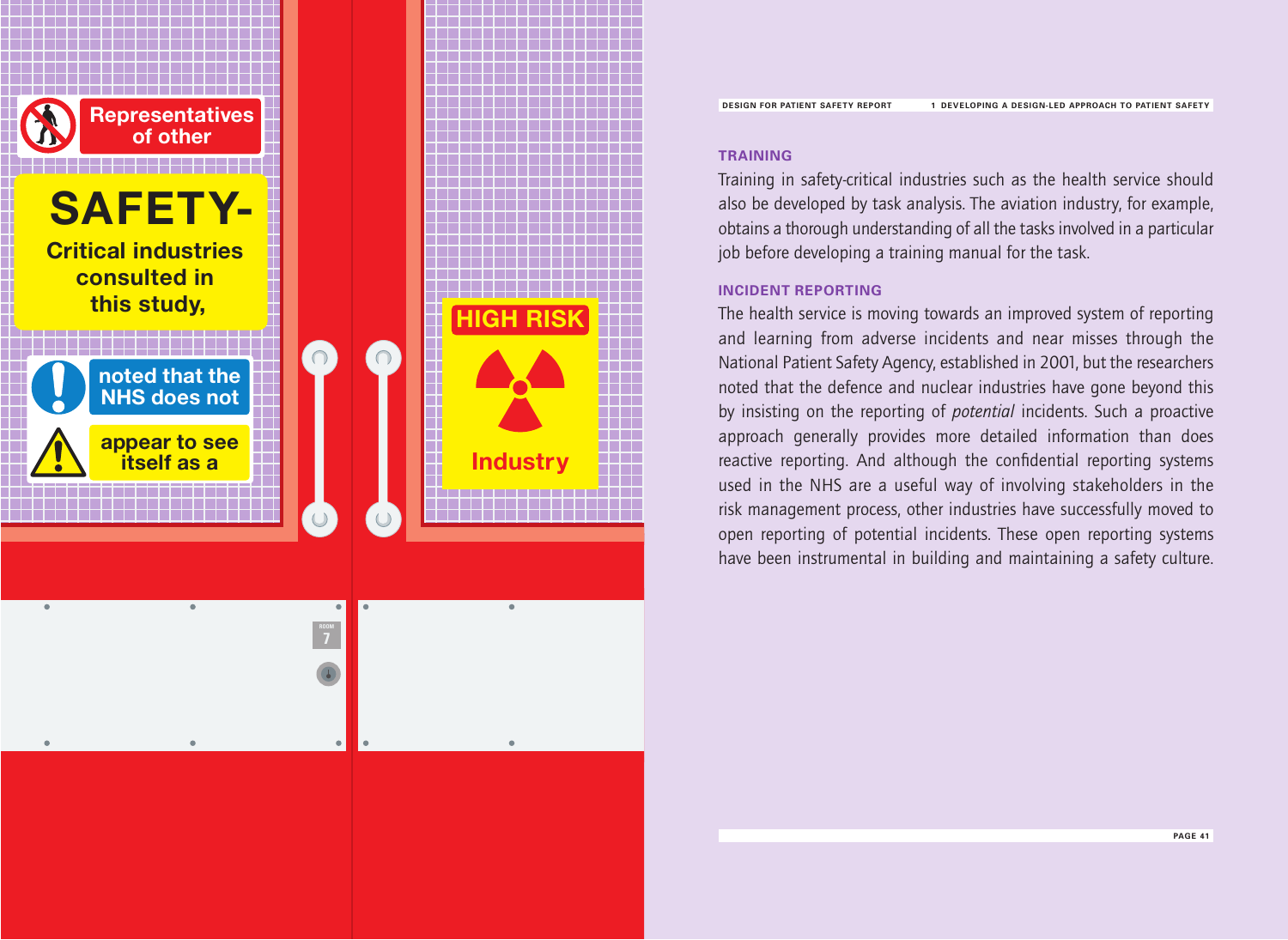> Representatives of other safety-critical industries consulted in this study, noted that the NHS does not appear to see itself as a high risk industry

### TRAINING

Training in safety-critical industries such as the health service should also be developed by task analysis. The aviation industry, for example, obtains a thorough understanding of all the tasks involved in a particular job before developing a training manual for the task.

### INCIDENT REPORTING

The health service is moving towards an improved system of reporting and learning from adverse incidents and near misses through the National Patient Safety Agency, established in 2001, but the researchers noted that the defence and nuclear industries have gone beyond this by insisting on the reporting of *potential* incidents. Such a proactive approach generally provides more detailed information than does reactive reporting. And although the confidential reporting systems used in the NHS are a useful way of involving stakeholders in the risk management process, other industries have successfully moved to open reporting of potential incidents. These open reporting systems have been instrumental in building and maintaining a safety culture.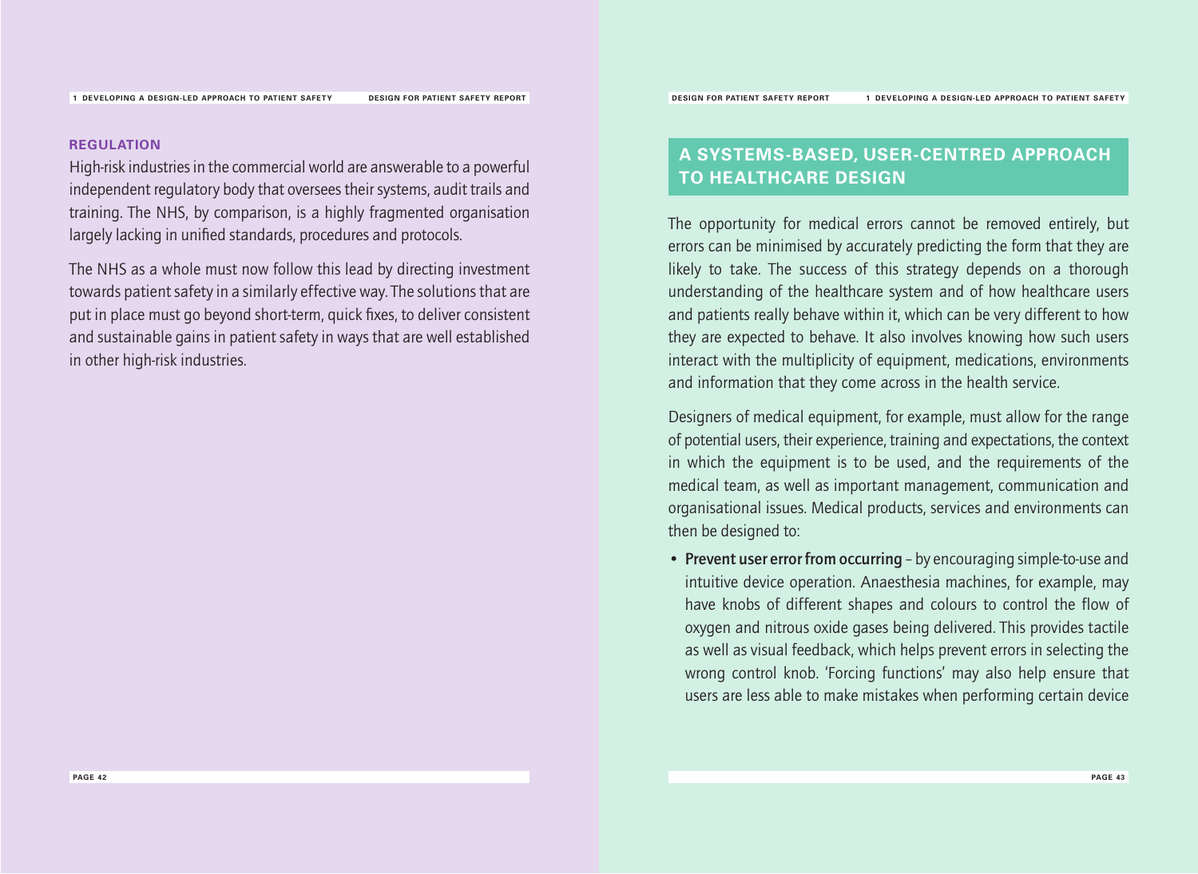### REGULATION

High-risk industries in the commercial world are answerable to a powerful independent regulatory body that oversees their systems, audit trails and training. The NHS, by comparison, is a highly fragmented organisation largely lacking in unified standards, procedures and protocols.

The NHS as a whole must now follow this lead by directing investment towards patient safety in a similarly effective way. The solutions that are put in place must go beyond short-term, quick fixes, to deliver consistent and sustainable gains in patient safety in ways that are well established in other high-risk industries.

## A SYSTEMS-BASED, USER-CENTRED APPROACH TO HEALTHCARE DESIGN

The opportunity for medical errors cannot be removed entirely, but errors can be minimised by accurately predicting the form that they are likely to take. The success of this strategy depends on a thorough understanding of the healthcare system and of how healthcare users and patients really behave within it, which can be very different to how they are expected to behave. It also involves knowing how such users interact with the multiplicity of equipment, medications, environments and information that they come across in the health service.

Designers of medical equipment, for example, must allow for the range of potential users, their experience, training and expectations, the context in which the equipment is to be used, and the requirements of the medical team, as well as important management, communication and organisational issues. Medical products, services and environments can then be designed to:

- **Prevent user error from occurring** – by encouraging simple-to-use and intuitive device operation. Anaesthesia machines, for example, may have knobs of different shapes and colours to control the flow of oxygen and nitrous oxide gases being delivered. This provides tactile as well as visual feedback, which helps prevent errors in selecting the wrong control knob. 'Forcing functions' may also help ensure that users are less able to make mistakes when performing certain device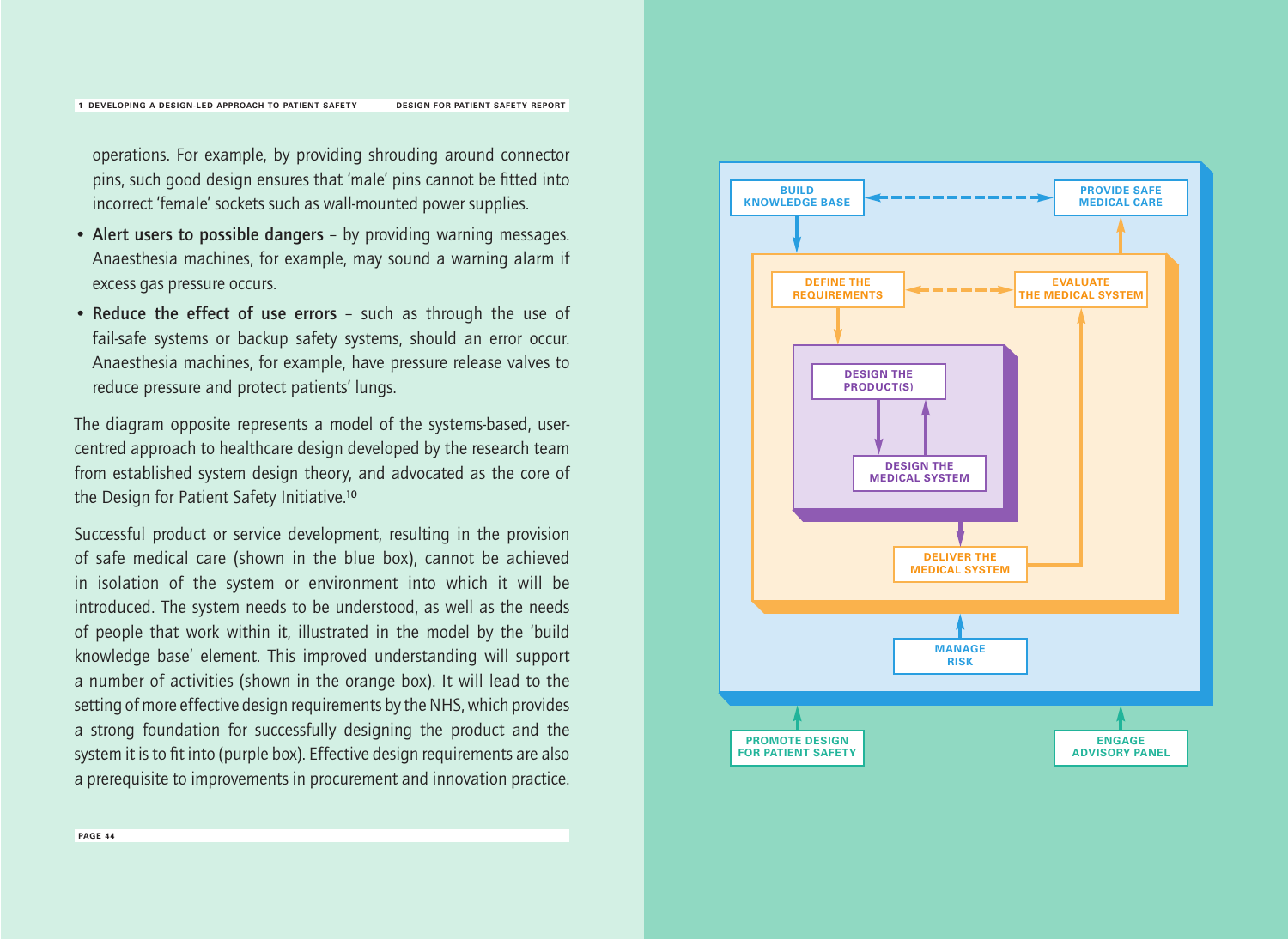operations. For example, by providing shrouding around connector pins, such good design ensures that 'male' pins cannot be fitted into incorrect 'female' sockets such as wall-mounted power supplies.

- **Alert users to possible dangers** – by providing warning messages. Anaesthesia machines, for example, may sound a warning alarm if excess gas pressure occurs.
- **Reduce the effect of use errors** – such as through the use of fail-safe systems or backup safety systems, should an error occur. Anaesthesia machines, for example, have pressure release valves to reduce pressure and protect patients' lungs.

The diagram opposite represents a model of the systems-based, user-centred approach to healthcare design developed by the research team from established system design theory, and advocated as the core of the Design for Patient Safety Initiative.[10]

Successful product or service development, resulting in the provision of safe medical care (shown in the blue box), cannot be achieved in isolation of the system or environment into which it will be introduced. The system needs to be understood, as well as the needs of people that work within it, illustrated in the model by the 'build knowledge base' element. This improved understanding will support a number of activities (shown in the orange box). It will lead to the setting of more effective design requirements by the NHS, which provides a strong foundation for successfully designing the product and the system it is to fit into (purple box). Effective design requirements are also a prerequisite to improvements in procurement and innovation practice.

BUILD KNOWLEDGE BASE

PROVIDE SAFE MEDICAL CARE

DEFINE THE REQUIREMENTS

EVALUATE THE MEDICAL SYSTEM

DESIGN THE PRODUCT(S)

DESIGN THE MEDICAL SYSTEM

DELIVER THE MEDICAL SYSTEM

MANAGE RISK

PROMOTE DESIGN FOR PATIENT SAFETY

ENGAGE ADVISORY PANEL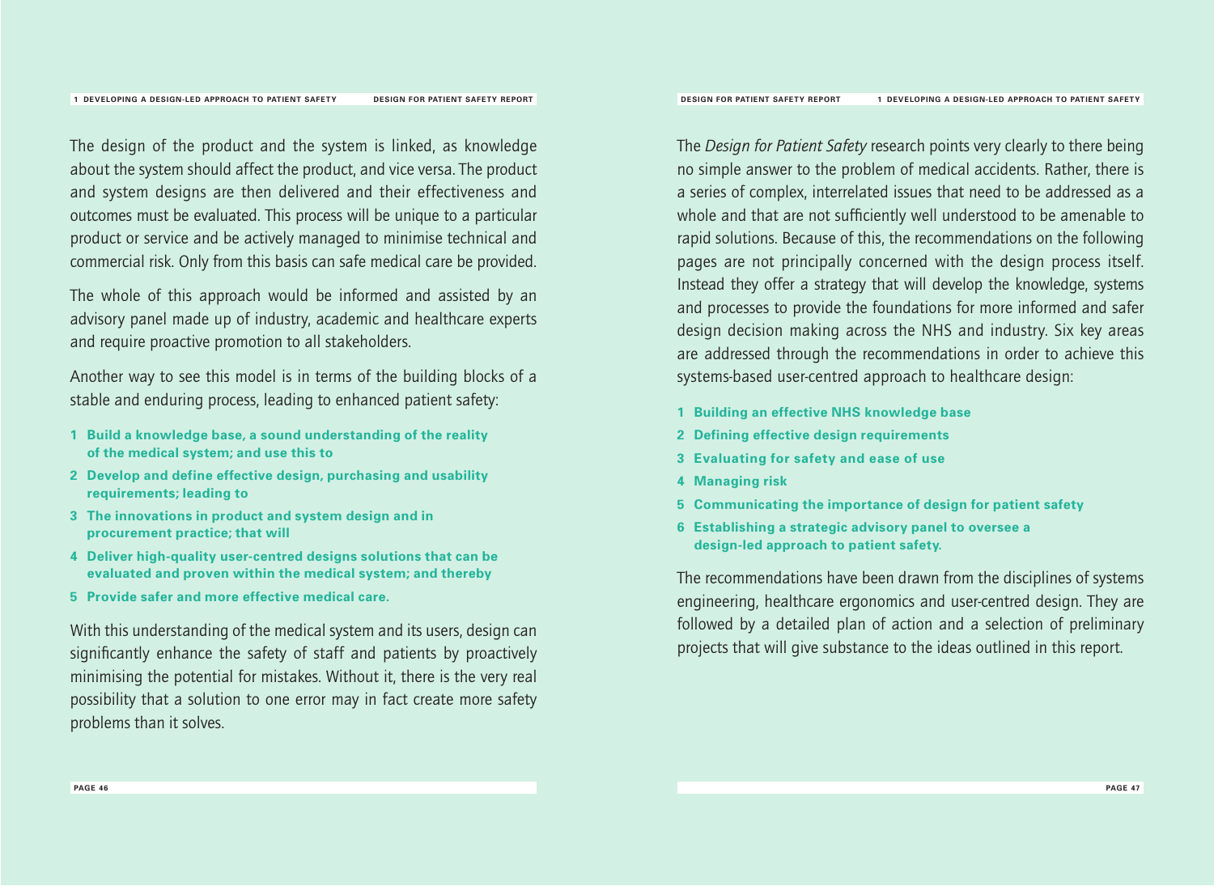The design of the product and the system is linked, as knowledge about the system should affect the product, and vice versa. The product and system designs are then delivered and their effectiveness and outcomes must be evaluated. This process will be unique to a particular product or service and be actively managed to minimise technical and commercial risk. Only from this basis can safe medical care be provided.

The whole of this approach would be informed and assisted by an advisory panel made up of industry, academic and healthcare experts and require proactive promotion to all stakeholders.

Another way to see this model is in terms of the building blocks of a stable and enduring process, leading to enhanced patient safety:

1. **Build a knowledge base, a sound understanding of the reality of the medical system; and use this to**
2. **Develop and define effective design, purchasing and usability requirements; leading to**
3. **The innovations in product and system design and in procurement practice; that will**
4. **Deliver high-quality user-centred designs solutions that can be evaluated and proven within the medical system; and thereby**
5. **Provide safer and more effective medical care.**

With this understanding of the medical system and its users, design can significantly enhance the safety of staff and patients by proactively minimising the potential for mistakes. Without it, there is the very real possibility that a solution to one error may in fact create more safety problems than it solves.

The *Design for Patient Safety* research points very clearly to there being no simple answer to the problem of medical accidents. Rather, there is a series of complex, interrelated issues that need to be addressed as a whole and that are not sufficiently well understood to be amenable to rapid solutions. Because of this, the recommendations on the following pages are not principally concerned with the design process itself. Instead they offer a strategy that will develop the knowledge, systems and processes to provide the foundations for more informed and safer design decision making across the NHS and industry. Six key areas are addressed through the recommendations in order to achieve this systems-based user-centred approach to healthcare design:

1. **Building an effective NHS knowledge base**
2. **Defining effective design requirements**
3. **Evaluating for safety and ease of use**
4. **Managing risk**
5. **Communicating the importance of design for patient safety**
6. **Establishing a strategic advisory panel to oversee a design-led approach to patient safety.**

The recommendations have been drawn from the disciplines of systems engineering, healthcare ergonomics and user-centred design. They are followed by a detailed plan of action and a selection of preliminary projects that will give substance to the ideas outlined in this report.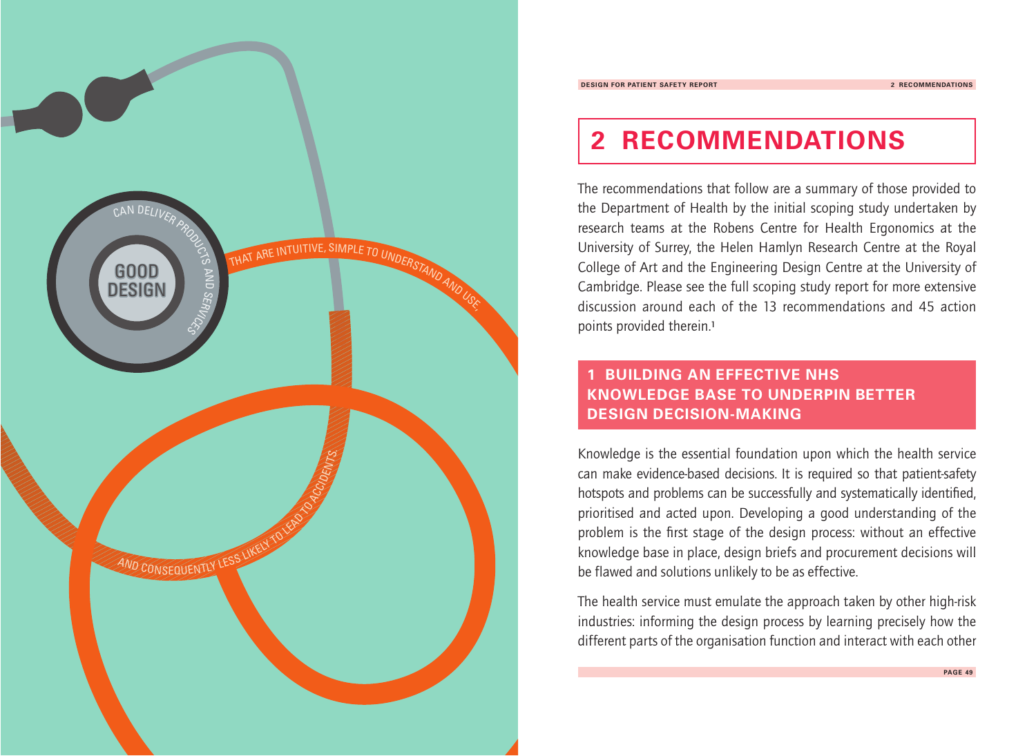GOOD DESIGN CAN DELIVER PRODUCTS AND SERVICES THAT ARE INTUITIVE, SIMPLE TO UNDERSTAND AND USE, AND CONSEQUENTLY LESS LIKELY TO LEAD TO ACCIDENTS.

# 2 RECOMMENDATIONS

The recommendations that follow are a summary of those provided to the Department of Health by the initial scoping study undertaken by research teams at the Robens Centre for Health Ergonomics at the University of Surrey, the Helen Hamlyn Research Centre at the Royal College of Art and the Engineering Design Centre at the University of Cambridge. Please see the full scoping study report for more extensive discussion around each of the 13 recommendations and 45 action points provided therein.[1]

## 1 BUILDING AN EFFECTIVE NHS KNOWLEDGE BASE TO UNDERPIN BETTER DESIGN DECISION-MAKING

Knowledge is the essential foundation upon which the health service can make evidence-based decisions. It is required so that patient-safety hotspots and problems can be successfully and systematically identified, prioritised and acted upon. Developing a good understanding of the problem is the first stage of the design process: without an effective knowledge base in place, design briefs and procurement decisions will be flawed and solutions unlikely to be as effective.

The health service must emulate the approach taken by other high-risk industries: informing the design process by learning precisely how the different parts of the organisation function and interact with each other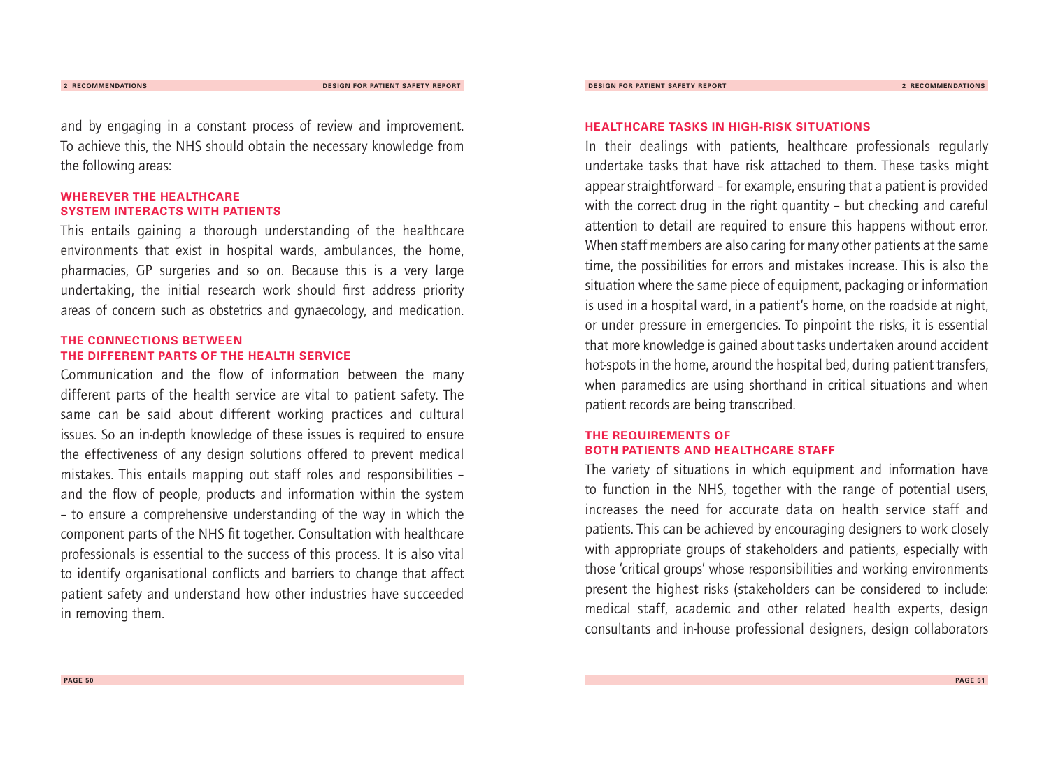and by engaging in a constant process of review and improvement. To achieve this, the NHS should obtain the necessary knowledge from the following areas:

### WHEREVER THE HEALTHCARE SYSTEM INTERACTS WITH PATIENTS

This entails gaining a thorough understanding of the healthcare environments that exist in hospital wards, ambulances, the home, pharmacies, GP surgeries and so on. Because this is a very large undertaking, the initial research work should first address priority areas of concern such as obstetrics and gynaecology, and medication.

### THE CONNECTIONS BETWEEN THE DIFFERENT PARTS OF THE HEALTH SERVICE

Communication and the flow of information between the many different parts of the health service are vital to patient safety. The same can be said about different working practices and cultural issues. So an in-depth knowledge of these issues is required to ensure the effectiveness of any design solutions offered to prevent medical mistakes. This entails mapping out staff roles and responsibilities – and the flow of people, products and information within the system – to ensure a comprehensive understanding of the way in which the component parts of the NHS fit together. Consultation with healthcare professionals is essential to the success of this process. It is also vital to identify organisational conflicts and barriers to change that affect patient safety and understand how other industries have succeeded in removing them.

### HEALTHCARE TASKS IN HIGH-RISK SITUATIONS

In their dealings with patients, healthcare professionals regularly undertake tasks that have risk attached to them. These tasks might appear straightforward – for example, ensuring that a patient is provided with the correct drug in the right quantity – but checking and careful attention to detail are required to ensure this happens without error. When staff members are also caring for many other patients at the same time, the possibilities for errors and mistakes increase. This is also the situation where the same piece of equipment, packaging or information is used in a hospital ward, in a patient's home, on the roadside at night, or under pressure in emergencies. To pinpoint the risks, it is essential that more knowledge is gained about tasks undertaken around accident hot-spots in the home, around the hospital bed, during patient transfers, when paramedics are using shorthand in critical situations and when patient records are being transcribed.

### THE REQUIREMENTS OF BOTH PATIENTS AND HEALTHCARE STAFF

The variety of situations in which equipment and information have to function in the NHS, together with the range of potential users, increases the need for accurate data on health service staff and patients. This can be achieved by encouraging designers to work closely with appropriate groups of stakeholders and patients, especially with those 'critical groups' whose responsibilities and working environments present the highest risks (stakeholders can be considered to include: medical staff, academic and other related health experts, design consultants and in-house professional designers, design collaborators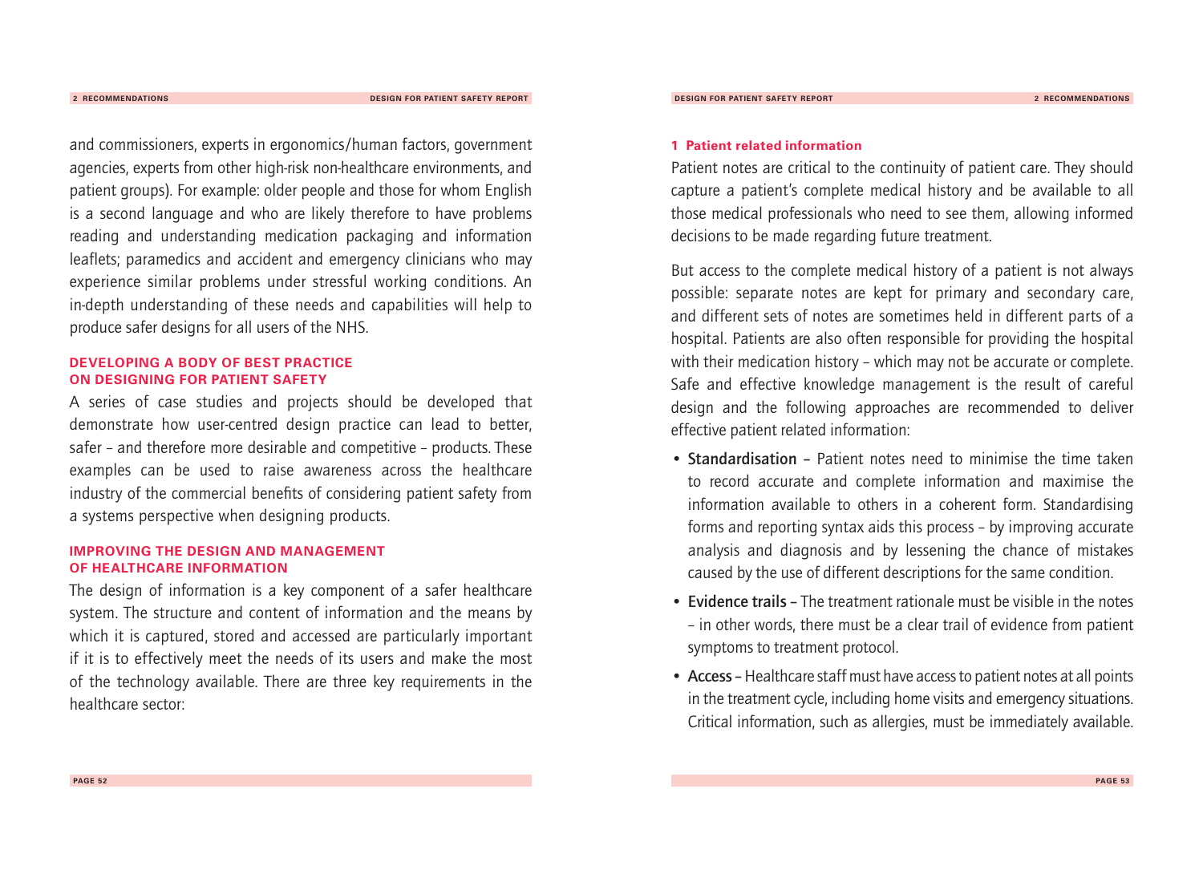and commissioners, experts in ergonomics/human factors, government agencies, experts from other high-risk non-healthcare environments, and patient groups). For example: older people and those for whom English is a second language and who are likely therefore to have problems reading and understanding medication packaging and information leaflets; paramedics and accident and emergency clinicians who may experience similar problems under stressful working conditions. An in-depth understanding of these needs and capabilities will help to produce safer designs for all users of the NHS.

### DEVELOPING A BODY OF BEST PRACTICE ON DESIGNING FOR PATIENT SAFETY

A series of case studies and projects should be developed that demonstrate how user-centred design practice can lead to better, safer – and therefore more desirable and competitive – products. These examples can be used to raise awareness across the healthcare industry of the commercial benefits of considering patient safety from a systems perspective when designing products.

### IMPROVING THE DESIGN AND MANAGEMENT OF HEALTHCARE INFORMATION

The design of information is a key component of a safer healthcare system. The structure and content of information and the means by which it is captured, stored and accessed are particularly important if it is to effectively meet the needs of its users and make the most of the technology available. There are three key requirements in the healthcare sector:

#### 1 Patient related information

Patient notes are critical to the continuity of patient care. They should capture a patient's complete medical history and be available to all those medical professionals who need to see them, allowing informed decisions to be made regarding future treatment.

But access to the complete medical history of a patient is not always possible: separate notes are kept for primary and secondary care, and different sets of notes are sometimes held in different parts of a hospital. Patients are also often responsible for providing the hospital with their medication history – which may not be accurate or complete. Safe and effective knowledge management is the result of careful design and the following approaches are recommended to deliver effective patient related information:

- **Standardisation** – Patient notes need to minimise the time taken to record accurate and complete information and maximise the information available to others in a coherent form. Standardising forms and reporting syntax aids this process – by improving accurate analysis and diagnosis and by lessening the chance of mistakes caused by the use of different descriptions for the same condition.
- **Evidence trails** – The treatment rationale must be visible in the notes – in other words, there must be a clear trail of evidence from patient symptoms to treatment protocol.
- **Access** – Healthcare staff must have access to patient notes at all points in the treatment cycle, including home visits and emergency situations. Critical information, such as allergies, must be immediately available.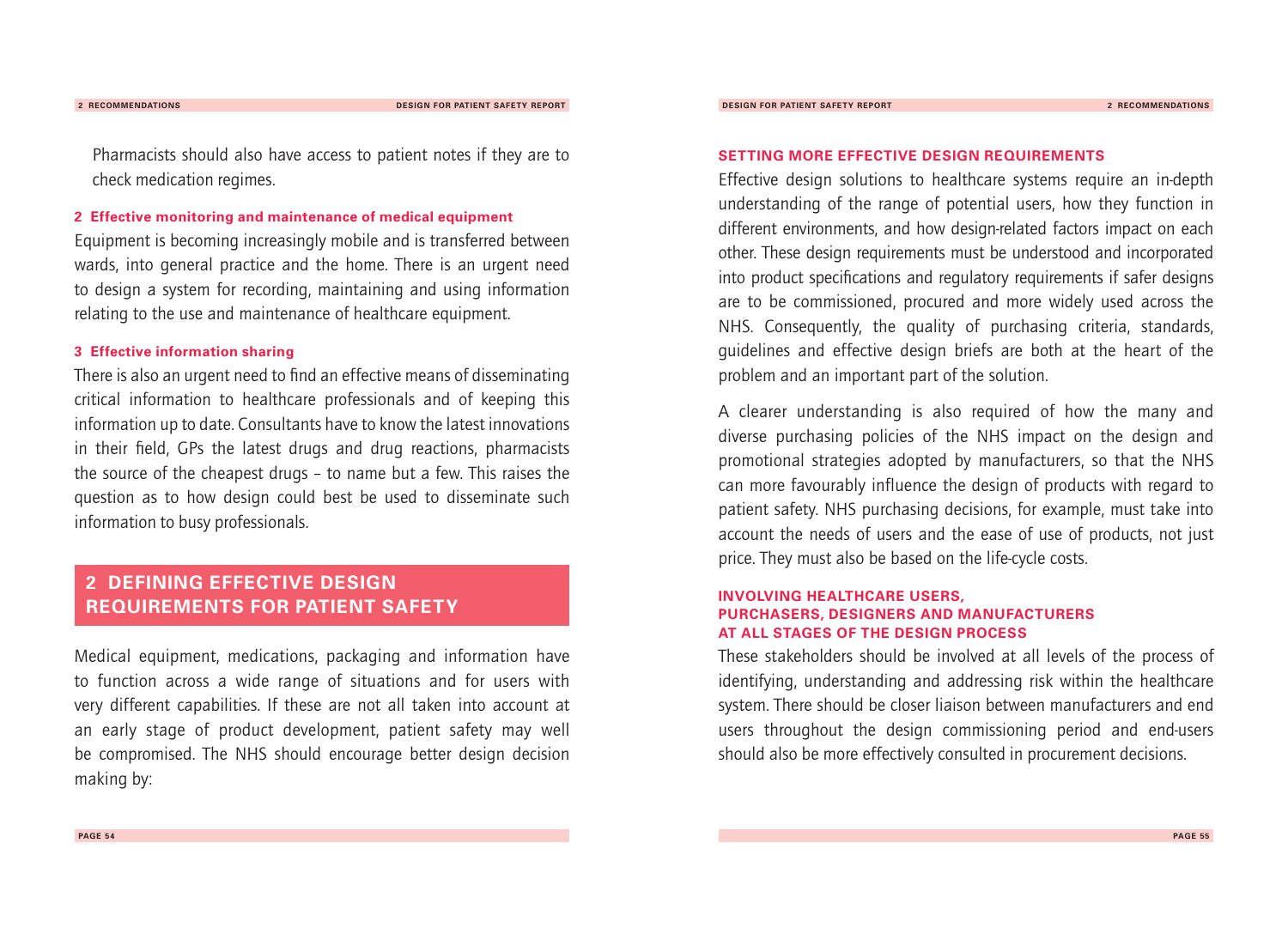Pharmacists should also have access to patient notes if they are to check medication regimes.

**2 Effective monitoring and maintenance of medical equipment**

Equipment is becoming increasingly mobile and is transferred between wards, into general practice and the home. There is an urgent need to design a system for recording, maintaining and using information relating to the use and maintenance of healthcare equipment.

**3 Effective information sharing**

There is also an urgent need to find an effective means of disseminating critical information to healthcare professionals and of keeping this information up to date. Consultants have to know the latest innovations in their field, GPs the latest drugs and drug reactions, pharmacists the source of the cheapest drugs – to name but a few. This raises the question as to how design could best be used to disseminate such information to busy professionals.

## 2 DEFINING EFFECTIVE DESIGN REQUIREMENTS FOR PATIENT SAFETY

Medical equipment, medications, packaging and information have to function across a wide range of situations and for users with very different capabilities. If these are not all taken into account at an early stage of product development, patient safety may well be compromised. The NHS should encourage better design decision making by:

### SETTING MORE EFFECTIVE DESIGN REQUIREMENTS

Effective design solutions to healthcare systems require an in-depth understanding of the range of potential users, how they function in different environments, and how design-related factors impact on each other. These design requirements must be understood and incorporated into product specifications and regulatory requirements if safer designs are to be commissioned, procured and more widely used across the NHS. Consequently, the quality of purchasing criteria, standards, guidelines and effective design briefs are both at the heart of the problem and an important part of the solution.

A clearer understanding is also required of how the many and diverse purchasing policies of the NHS impact on the design and promotional strategies adopted by manufacturers, so that the NHS can more favourably influence the design of products with regard to patient safety. NHS purchasing decisions, for example, must take into account the needs of users and the ease of use of products, not just price. They must also be based on the life-cycle costs.

### INVOLVING HEALTHCARE USERS, PURCHASERS, DESIGNERS AND MANUFACTURERS AT ALL STAGES OF THE DESIGN PROCESS

These stakeholders should be involved at all levels of the process of identifying, understanding and addressing risk within the healthcare system. There should be closer liaison between manufacturers and end users throughout the design commissioning period and end-users should also be more effectively consulted in procurement decisions.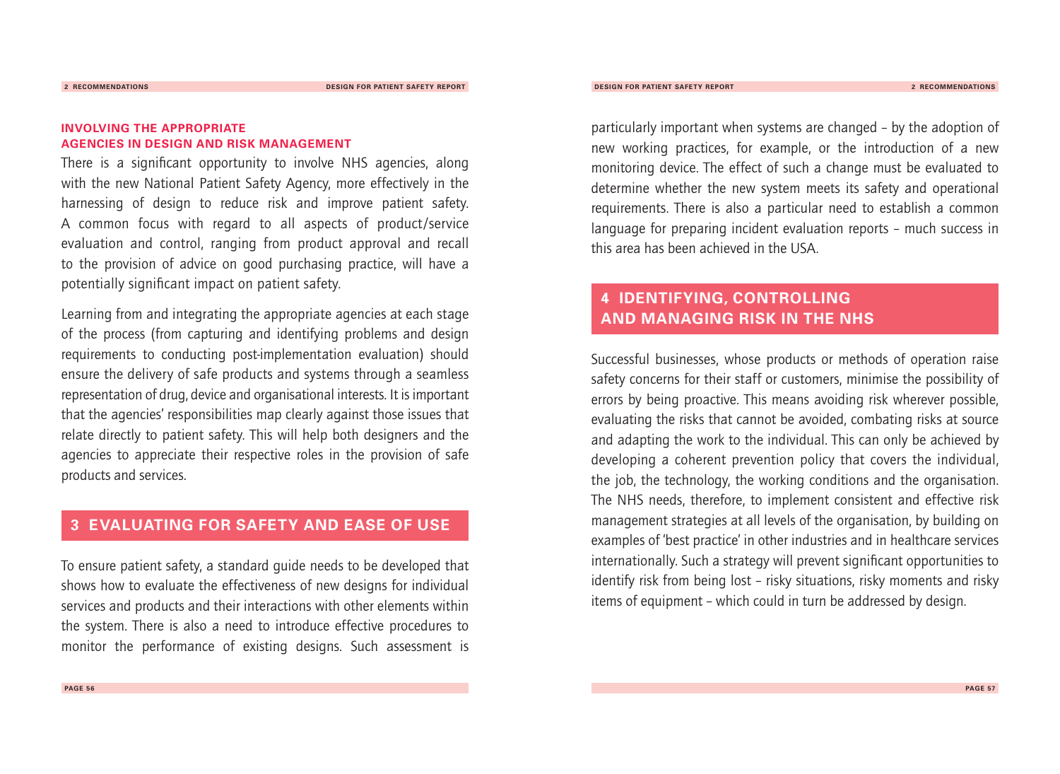### INVOLVING THE APPROPRIATE AGENCIES IN DESIGN AND RISK MANAGEMENT

There is a significant opportunity to involve NHS agencies, along with the new National Patient Safety Agency, more effectively in the harnessing of design to reduce risk and improve patient safety. A common focus with regard to all aspects of product/service evaluation and control, ranging from product approval and recall to the provision of advice on good purchasing practice, will have a potentially significant impact on patient safety.

Learning from and integrating the appropriate agencies at each stage of the process (from capturing and identifying problems and design requirements to conducting post-implementation evaluation) should ensure the delivery of safe products and systems through a seamless representation of drug, device and organisational interests. It is important that the agencies' responsibilities map clearly against those issues that relate directly to patient safety. This will help both designers and the agencies to appreciate their respective roles in the provision of safe products and services.

## 3 EVALUATING FOR SAFETY AND EASE OF USE

To ensure patient safety, a standard guide needs to be developed that shows how to evaluate the effectiveness of new designs for individual services and products and their interactions with other elements within the system. There is also a need to introduce effective procedures to monitor the performance of existing designs. Such assessment is particularly important when systems are changed – by the adoption of new working practices, for example, or the introduction of a new monitoring device. The effect of such a change must be evaluated to determine whether the new system meets its safety and operational requirements. There is also a particular need to establish a common language for preparing incident evaluation reports – much success in this area has been achieved in the USA.

## 4 IDENTIFYING, CONTROLLING AND MANAGING RISK IN THE NHS

Successful businesses, whose products or methods of operation raise safety concerns for their staff or customers, minimise the possibility of errors by being proactive. This means avoiding risk wherever possible, evaluating the risks that cannot be avoided, combating risks at source and adapting the work to the individual. This can only be achieved by developing a coherent prevention policy that covers the individual, the job, the technology, the working conditions and the organisation. The NHS needs, therefore, to implement consistent and effective risk management strategies at all levels of the organisation, by building on examples of 'best practice' in other industries and in healthcare services internationally. Such a strategy will prevent significant opportunities to identify risk from being lost – risky situations, risky moments and risky items of equipment – which could in turn be addressed by design.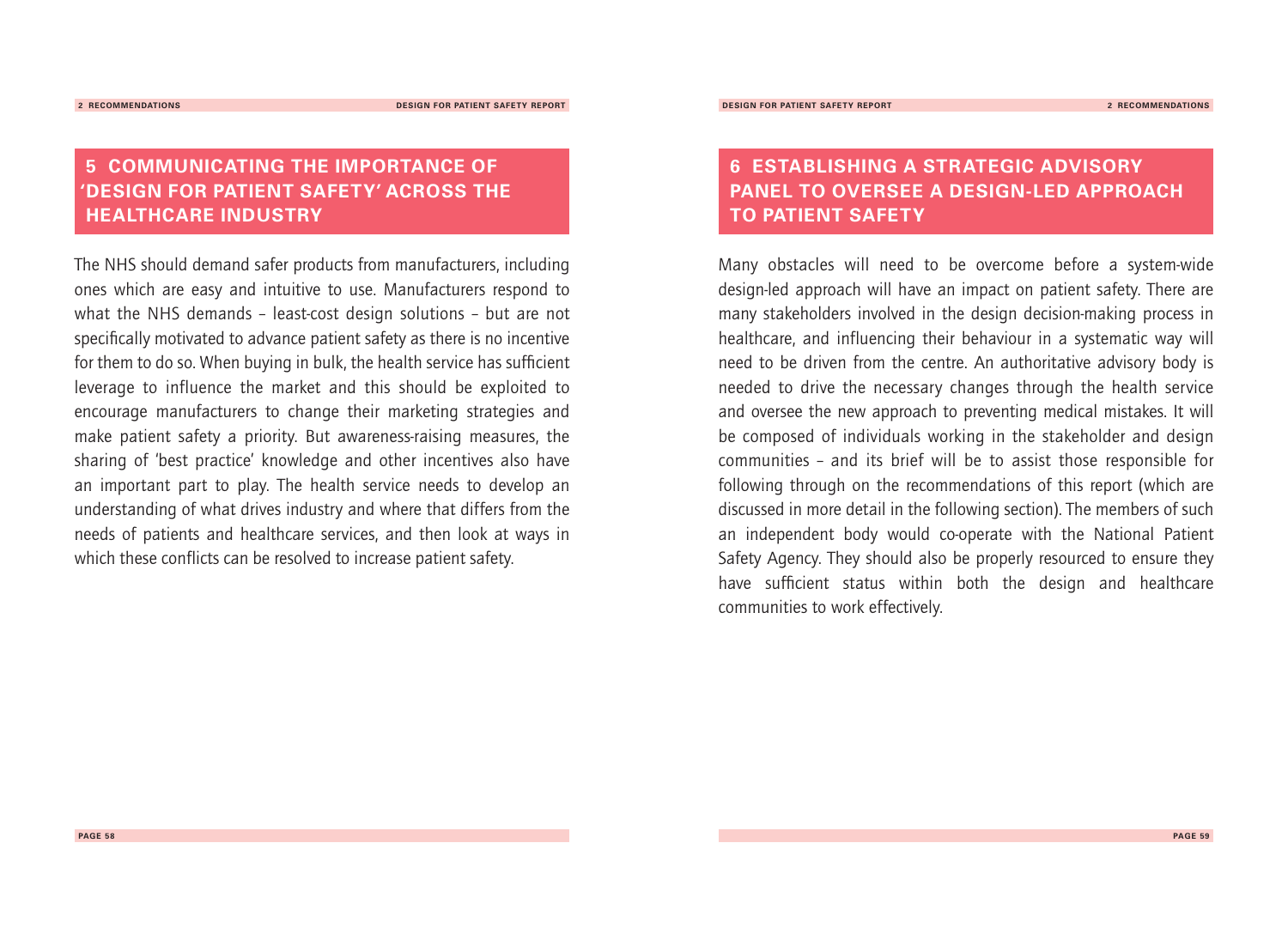## 5 COMMUNICATING THE IMPORTANCE OF 'DESIGN FOR PATIENT SAFETY' ACROSS THE HEALTHCARE INDUSTRY

The NHS should demand safer products from manufacturers, including ones which are easy and intuitive to use. Manufacturers respond to what the NHS demands – least-cost design solutions – but are not specifically motivated to advance patient safety as there is no incentive for them to do so. When buying in bulk, the health service has sufficient leverage to influence the market and this should be exploited to encourage manufacturers to change their marketing strategies and make patient safety a priority. But awareness-raising measures, the sharing of 'best practice' knowledge and other incentives also have an important part to play. The health service needs to develop an understanding of what drives industry and where that differs from the needs of patients and healthcare services, and then look at ways in which these conflicts can be resolved to increase patient safety.

## 6 ESTABLISHING A STRATEGIC ADVISORY PANEL TO OVERSEE A DESIGN-LED APPROACH TO PATIENT SAFETY

Many obstacles will need to be overcome before a system-wide design-led approach will have an impact on patient safety. There are many stakeholders involved in the design decision-making process in healthcare, and influencing their behaviour in a systematic way will need to be driven from the centre. An authoritative advisory body is needed to drive the necessary changes through the health service and oversee the new approach to preventing medical mistakes. It will be composed of individuals working in the stakeholder and design communities – and its brief will be to assist those responsible for following through on the recommendations of this report (which are discussed in more detail in the following section). The members of such an independent body would co-operate with the National Patient Safety Agency. They should also be properly resourced to ensure they have sufficient status within both the design and healthcare communities to work effectively.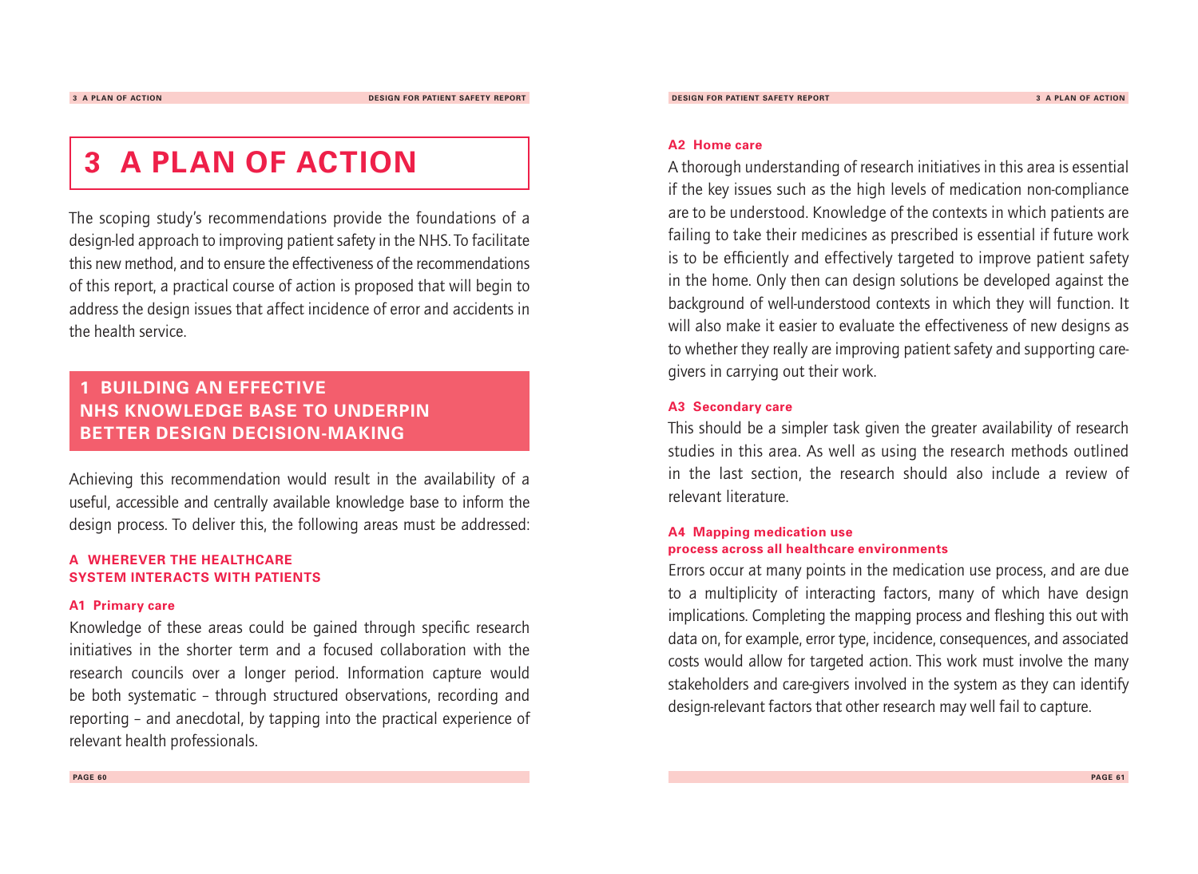# 3 A PLAN OF ACTION

The scoping study's recommendations provide the foundations of a design-led approach to improving patient safety in the NHS. To facilitate this new method, and to ensure the effectiveness of the recommendations of this report, a practical course of action is proposed that will begin to address the design issues that affect incidence of error and accidents in the health service.

## 1 BUILDING AN EFFECTIVE NHS KNOWLEDGE BASE TO UNDERPIN BETTER DESIGN DECISION-MAKING

Achieving this recommendation would result in the availability of a useful, accessible and centrally available knowledge base to inform the design process. To deliver this, the following areas must be addressed:

### A WHEREVER THE HEALTHCARE SYSTEM INTERACTS WITH PATIENTS

#### A1 Primary care

Knowledge of these areas could be gained through specific research initiatives in the shorter term and a focused collaboration with the research councils over a longer period. Information capture would be both systematic – through structured observations, recording and reporting – and anecdotal, by tapping into the practical experience of relevant health professionals.

#### A2 Home care

A thorough understanding of research initiatives in this area is essential if the key issues such as the high levels of medication non-compliance are to be understood. Knowledge of the contexts in which patients are failing to take their medicines as prescribed is essential if future work is to be efficiently and effectively targeted to improve patient safety in the home. Only then can design solutions be developed against the background of well-understood contexts in which they will function. It will also make it easier to evaluate the effectiveness of new designs as to whether they really are improving patient safety and supporting care-givers in carrying out their work.

#### A3 Secondary care

This should be a simpler task given the greater availability of research studies in this area. As well as using the research methods outlined in the last section, the research should also include a review of relevant literature.

#### A4 Mapping medication use process across all healthcare environments

Errors occur at many points in the medication use process, and are due to a multiplicity of interacting factors, many of which have design implications. Completing the mapping process and fleshing this out with data on, for example, error type, incidence, consequences, and associated costs would allow for targeted action. This work must involve the many stakeholders and care-givers involved in the system as they can identify design-relevant factors that other research may well fail to capture.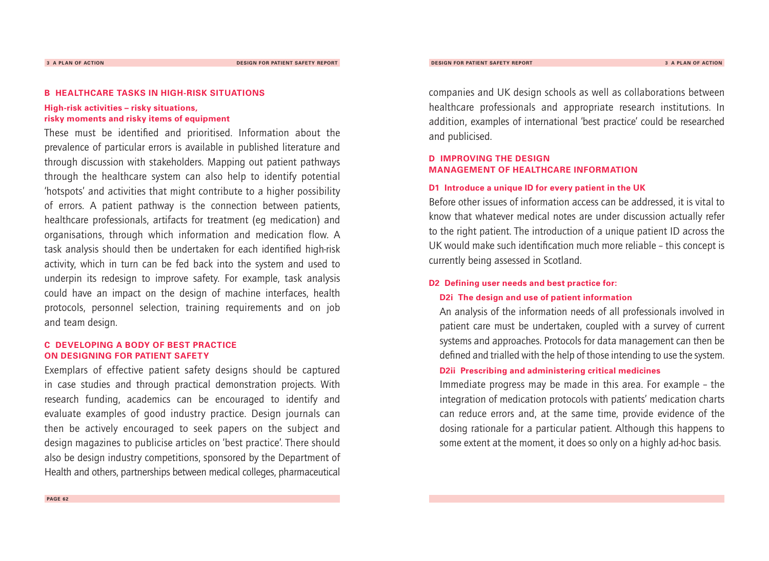## B HEALTHCARE TASKS IN HIGH-RISK SITUATIONS

### High-risk activities – risky situations, risky moments and risky items of equipment

These must be identified and prioritised. Information about the prevalence of particular errors is available in published literature and through discussion with stakeholders. Mapping out patient pathways through the healthcare system can also help to identify potential 'hotspots' and activities that might contribute to a higher possibility of errors. A patient pathway is the connection between patients, healthcare professionals, artifacts for treatment (eg medication) and organisations, through which information and medication flow. A task analysis should then be undertaken for each identified high-risk activity, which in turn can be fed back into the system and used to underpin its redesign to improve safety. For example, task analysis could have an impact on the design of machine interfaces, health protocols, personnel selection, training requirements and on job and team design.

## C DEVELOPING A BODY OF BEST PRACTICE ON DESIGNING FOR PATIENT SAFETY

Exemplars of effective patient safety designs should be captured in case studies and through practical demonstration projects. With research funding, academics can be encouraged to identify and evaluate examples of good industry practice. Design journals can then be actively encouraged to seek papers on the subject and design magazines to publicise articles on 'best practice'. There should also be design industry competitions, sponsored by the Department of Health and others, partnerships between medical colleges, pharmaceutical companies and UK design schools as well as collaborations between healthcare professionals and appropriate research institutions. In addition, examples of international 'best practice' could be researched and publicised.

## D IMPROVING THE DESIGN MANAGEMENT OF HEALTHCARE INFORMATION

### D1 Introduce a unique ID for every patient in the UK

Before other issues of information access can be addressed, it is vital to know that whatever medical notes are under discussion actually refer to the right patient. The introduction of a unique patient ID across the UK would make such identification much more reliable – this concept is currently being assessed in Scotland.

### D2 Defining user needs and best practice for:

#### D2i The design and use of patient information

An analysis of the information needs of all professionals involved in patient care must be undertaken, coupled with a survey of current systems and approaches. Protocols for data management can then be defined and trialled with the help of those intending to use the system.

#### D2ii Prescribing and administering critical medicines

Immediate progress may be made in this area. For example – the integration of medication protocols with patients' medication charts can reduce errors and, at the same time, provide evidence of the dosing rationale for a particular patient. Although this happens to some extent at the moment, it does so only on a highly ad-hoc basis.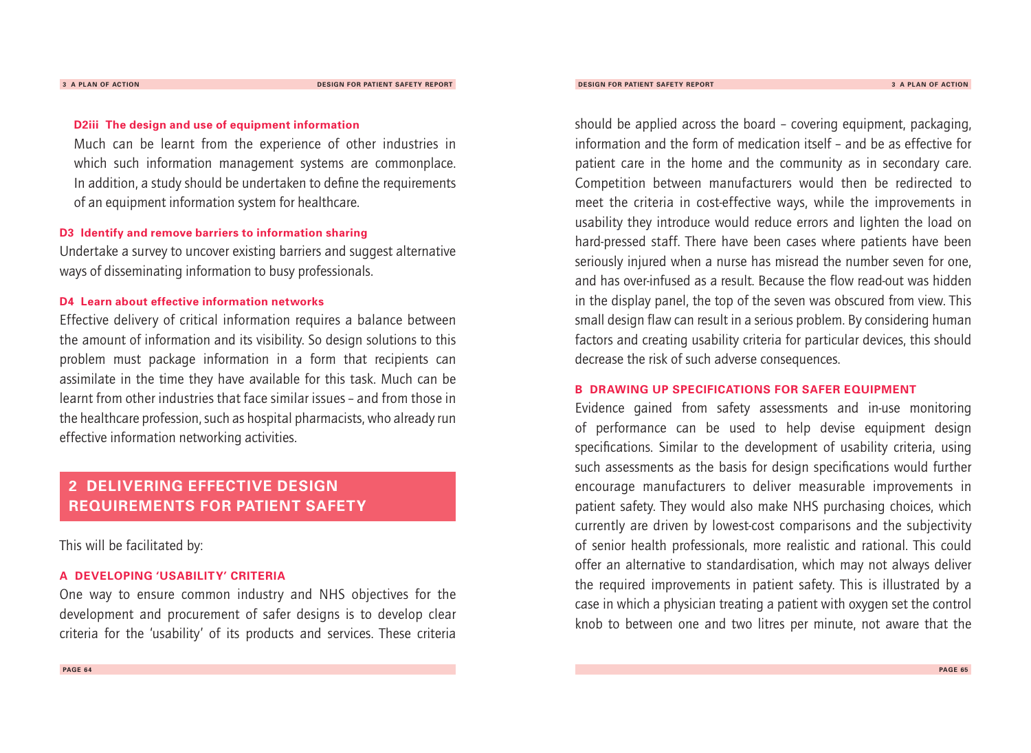#### D2iii The design and use of equipment information

Much can be learnt from the experience of other industries in which such information management systems are commonplace. In addition, a study should be undertaken to define the requirements of an equipment information system for healthcare.

#### D3 Identify and remove barriers to information sharing

Undertake a survey to uncover existing barriers and suggest alternative ways of disseminating information to busy professionals.

#### D4 Learn about effective information networks

Effective delivery of critical information requires a balance between the amount of information and its visibility. So design solutions to this problem must package information in a form that recipients can assimilate in the time they have available for this task. Much can be learnt from other industries that face similar issues – and from those in the healthcare profession, such as hospital pharmacists, who already run effective information networking activities.

## 2 DELIVERING EFFECTIVE DESIGN REQUIREMENTS FOR PATIENT SAFETY

This will be facilitated by:

### A DEVELOPING 'USABILITY' CRITERIA

One way to ensure common industry and NHS objectives for the development and procurement of safer designs is to develop clear criteria for the 'usability' of its products and services. These criteria should be applied across the board – covering equipment, packaging, information and the form of medication itself – and be as effective for patient care in the home and the community as in secondary care. Competition between manufacturers would then be redirected to meet the criteria in cost-effective ways, while the improvements in usability they introduce would reduce errors and lighten the load on hard-pressed staff. There have been cases where patients have been seriously injured when a nurse has misread the number seven for one, and has over-infused as a result. Because the flow read-out was hidden in the display panel, the top of the seven was obscured from view. This small design flaw can result in a serious problem. By considering human factors and creating usability criteria for particular devices, this should decrease the risk of such adverse consequences.

### B DRAWING UP SPECIFICATIONS FOR SAFER EQUIPMENT

Evidence gained from safety assessments and in-use monitoring of performance can be used to help devise equipment design specifications. Similar to the development of usability criteria, using such assessments as the basis for design specifications would further encourage manufacturers to deliver measurable improvements in patient safety. They would also make NHS purchasing choices, which currently are driven by lowest-cost comparisons and the subjectivity of senior health professionals, more realistic and rational. This could offer an alternative to standardisation, which may not always deliver the required improvements in patient safety. This is illustrated by a case in which a physician treating a patient with oxygen set the control knob to between one and two litres per minute, not aware that the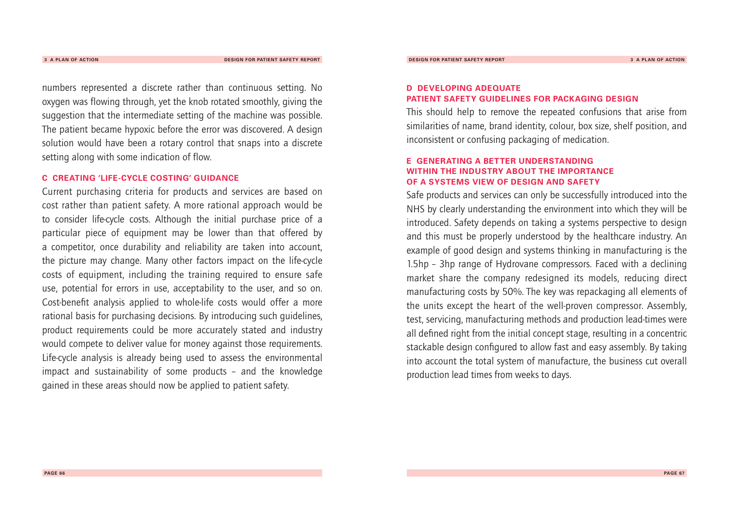numbers represented a discrete rather than continuous setting. No oxygen was flowing through, yet the knob rotated smoothly, giving the suggestion that the intermediate setting of the machine was possible. The patient became hypoxic before the error was discovered. A design solution would have been a rotary control that snaps into a discrete setting along with some indication of flow.

### C CREATING 'LIFE-CYCLE COSTING' GUIDANCE

Current purchasing criteria for products and services are based on cost rather than patient safety. A more rational approach would be to consider life-cycle costs. Although the initial purchase price of a particular piece of equipment may be lower than that offered by a competitor, once durability and reliability are taken into account, the picture may change. Many other factors impact on the life-cycle costs of equipment, including the training required to ensure safe use, potential for errors in use, acceptability to the user, and so on. Cost-benefit analysis applied to whole-life costs would offer a more rational basis for purchasing decisions. By introducing such guidelines, product requirements could be more accurately stated and industry would compete to deliver value for money against those requirements. Life-cycle analysis is already being used to assess the environmental impact and sustainability of some products – and the knowledge gained in these areas should now be applied to patient safety.

### D DEVELOPING ADEQUATE PATIENT SAFETY GUIDELINES FOR PACKAGING DESIGN

This should help to remove the repeated confusions that arise from similarities of name, brand identity, colour, box size, shelf position, and inconsistent or confusing packaging of medication.

### E GENERATING A BETTER UNDERSTANDING WITHIN THE INDUSTRY ABOUT THE IMPORTANCE OF A SYSTEMS VIEW OF DESIGN AND SAFETY

Safe products and services can only be successfully introduced into the NHS by clearly understanding the environment into which they will be introduced. Safety depends on taking a systems perspective to design and this must be properly understood by the healthcare industry. An example of good design and systems thinking in manufacturing is the 1.5hp – 3hp range of Hydrovane compressors. Faced with a declining market share the company redesigned its models, reducing direct manufacturing costs by 50%. The key was repackaging all elements of the units except the heart of the well-proven compressor. Assembly, test, servicing, manufacturing methods and production lead-times were all defined right from the initial concept stage, resulting in a concentric stackable design configured to allow fast and easy assembly. By taking into account the total system of manufacture, the business cut overall production lead times from weeks to days.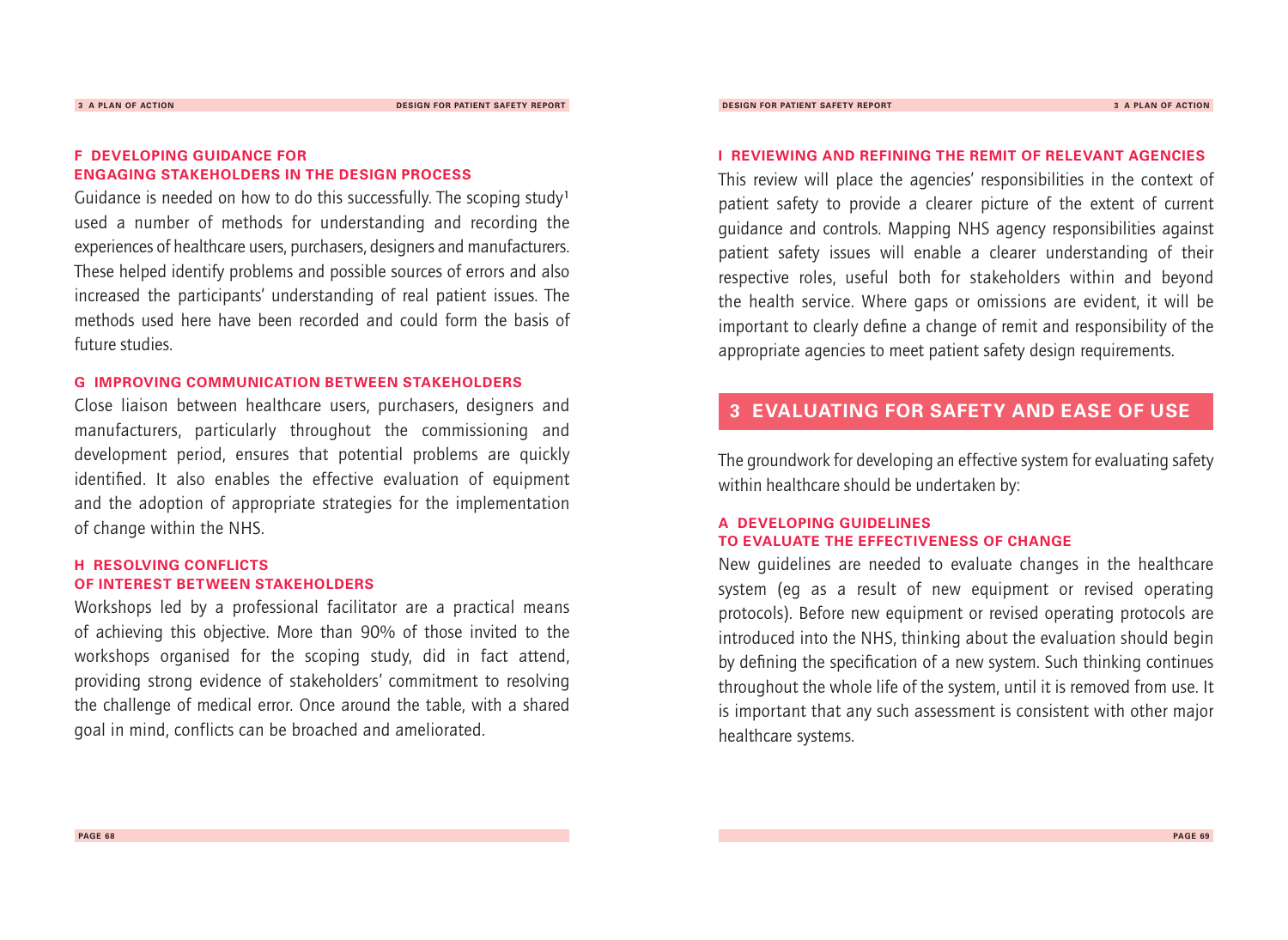### F DEVELOPING GUIDANCE FOR ENGAGING STAKEHOLDERS IN THE DESIGN PROCESS

Guidance is needed on how to do this successfully. The scoping study[1] used a number of methods for understanding and recording the experiences of healthcare users, purchasers, designers and manufacturers. These helped identify problems and possible sources of errors and also increased the participants' understanding of real patient issues. The methods used here have been recorded and could form the basis of future studies.

### G IMPROVING COMMUNICATION BETWEEN STAKEHOLDERS

Close liaison between healthcare users, purchasers, designers and manufacturers, particularly throughout the commissioning and development period, ensures that potential problems are quickly identified. It also enables the effective evaluation of equipment and the adoption of appropriate strategies for the implementation of change within the NHS.

### H RESOLVING CONFLICTS OF INTEREST BETWEEN STAKEHOLDERS

Workshops led by a professional facilitator are a practical means of achieving this objective. More than 90% of those invited to the workshops organised for the scoping study, did in fact attend, providing strong evidence of stakeholders' commitment to resolving the challenge of medical error. Once around the table, with a shared goal in mind, conflicts can be broached and ameliorated.

### I REVIEWING AND REFINING THE REMIT OF RELEVANT AGENCIES

This review will place the agencies' responsibilities in the context of patient safety to provide a clearer picture of the extent of current guidance and controls. Mapping NHS agency responsibilities against patient safety issues will enable a clearer understanding of their respective roles, useful both for stakeholders within and beyond the health service. Where gaps or omissions are evident, it will be important to clearly define a change of remit and responsibility of the appropriate agencies to meet patient safety design requirements.

## 3 EVALUATING FOR SAFETY AND EASE OF USE

The groundwork for developing an effective system for evaluating safety within healthcare should be undertaken by:

### A DEVELOPING GUIDELINES TO EVALUATE THE EFFECTIVENESS OF CHANGE

New guidelines are needed to evaluate changes in the healthcare system (eg as a result of new equipment or revised operating protocols). Before new equipment or revised operating protocols are introduced into the NHS, thinking about the evaluation should begin by defining the specification of a new system. Such thinking continues throughout the whole life of the system, until it is removed from use. It is important that any such assessment is consistent with other major healthcare systems.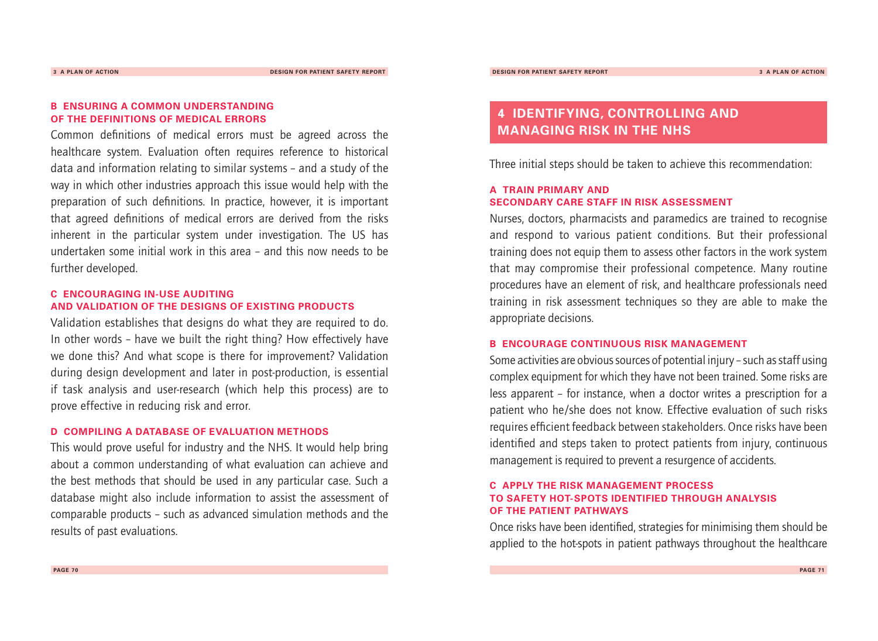### B ENSURING A COMMON UNDERSTANDING OF THE DEFINITIONS OF MEDICAL ERRORS

Common definitions of medical errors must be agreed across the healthcare system. Evaluation often requires reference to historical data and information relating to similar systems – and a study of the way in which other industries approach this issue would help with the preparation of such definitions. In practice, however, it is important that agreed definitions of medical errors are derived from the risks inherent in the particular system under investigation. The US has undertaken some initial work in this area – and this now needs to be further developed.

### C ENCOURAGING IN-USE AUDITING AND VALIDATION OF THE DESIGNS OF EXISTING PRODUCTS

Validation establishes that designs do what they are required to do. In other words – have we built the right thing? How effectively have we done this? And what scope is there for improvement? Validation during design development and later in post-production, is essential if task analysis and user-research (which help this process) are to prove effective in reducing risk and error.

### D COMPILING A DATABASE OF EVALUATION METHODS

This would prove useful for industry and the NHS. It would help bring about a common understanding of what evaluation can achieve and the best methods that should be used in any particular case. Such a database might also include information to assist the assessment of comparable products – such as advanced simulation methods and the results of past evaluations.

## 4 IDENTIFYING, CONTROLLING AND MANAGING RISK IN THE NHS

Three initial steps should be taken to achieve this recommendation:

### A TRAIN PRIMARY AND SECONDARY CARE STAFF IN RISK ASSESSMENT

Nurses, doctors, pharmacists and paramedics are trained to recognise and respond to various patient conditions. But their professional training does not equip them to assess other factors in the work system that may compromise their professional competence. Many routine procedures have an element of risk, and healthcare professionals need training in risk assessment techniques so they are able to make the appropriate decisions.

### B ENCOURAGE CONTINUOUS RISK MANAGEMENT

Some activities are obvious sources of potential injury – such as staff using complex equipment for which they have not been trained. Some risks are less apparent – for instance, when a doctor writes a prescription for a patient who he/she does not know. Effective evaluation of such risks requires efficient feedback between stakeholders. Once risks have been identified and steps taken to protect patients from injury, continuous management is required to prevent a resurgence of accidents.

### C APPLY THE RISK MANAGEMENT PROCESS TO SAFETY HOT-SPOTS IDENTIFIED THROUGH ANALYSIS OF THE PATIENT PATHWAYS

Once risks have been identified, strategies for minimising them should be applied to the hot-spots in patient pathways throughout the healthcare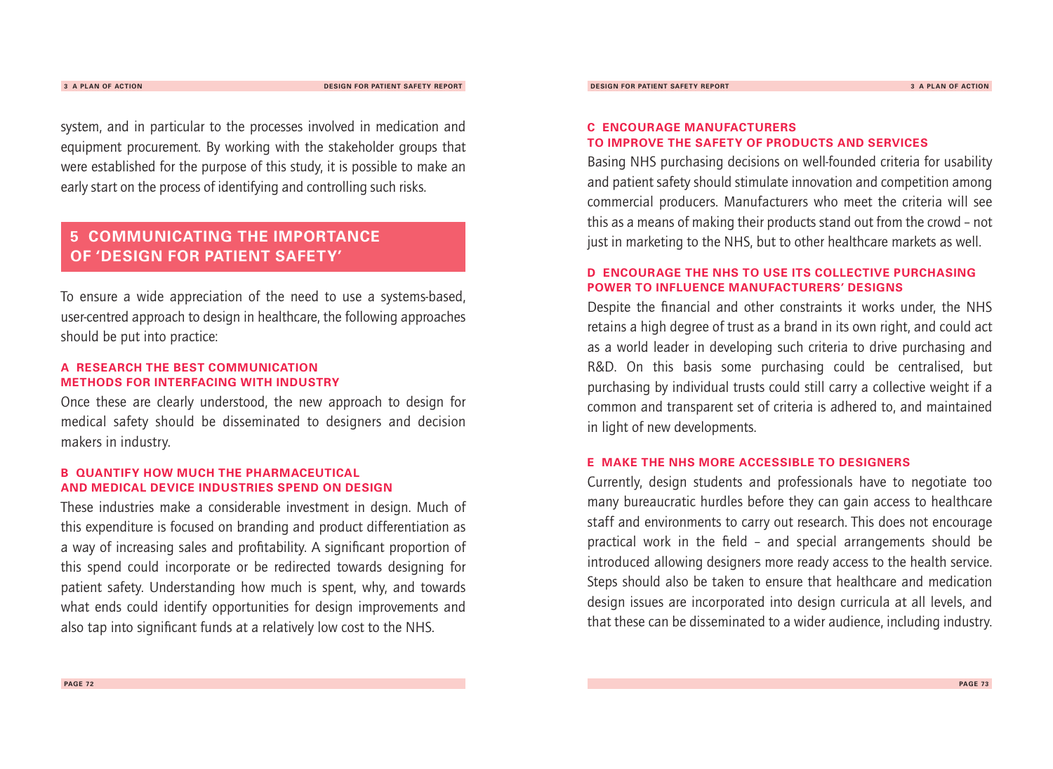system, and in particular to the processes involved in medication and equipment procurement. By working with the stakeholder groups that were established for the purpose of this study, it is possible to make an early start on the process of identifying and controlling such risks.

## 5 COMMUNICATING THE IMPORTANCE OF 'DESIGN FOR PATIENT SAFETY'

To ensure a wide appreciation of the need to use a systems-based, user-centred approach to design in healthcare, the following approaches should be put into practice:

### A RESEARCH THE BEST COMMUNICATION METHODS FOR INTERFACING WITH INDUSTRY

Once these are clearly understood, the new approach to design for medical safety should be disseminated to designers and decision makers in industry.

### B QUANTIFY HOW MUCH THE PHARMACEUTICAL AND MEDICAL DEVICE INDUSTRIES SPEND ON DESIGN

These industries make a considerable investment in design. Much of this expenditure is focused on branding and product differentiation as a way of increasing sales and profitability. A significant proportion of this spend could incorporate or be redirected towards designing for patient safety. Understanding how much is spent, why, and towards what ends could identify opportunities for design improvements and also tap into significant funds at a relatively low cost to the NHS.

### C ENCOURAGE MANUFACTURERS TO IMPROVE THE SAFETY OF PRODUCTS AND SERVICES

Basing NHS purchasing decisions on well-founded criteria for usability and patient safety should stimulate innovation and competition among commercial producers. Manufacturers who meet the criteria will see this as a means of making their products stand out from the crowd – not just in marketing to the NHS, but to other healthcare markets as well.

### D ENCOURAGE THE NHS TO USE ITS COLLECTIVE PURCHASING POWER TO INFLUENCE MANUFACTURERS' DESIGNS

Despite the financial and other constraints it works under, the NHS retains a high degree of trust as a brand in its own right, and could act as a world leader in developing such criteria to drive purchasing and R&D. On this basis some purchasing could be centralised, but purchasing by individual trusts could still carry a collective weight if a common and transparent set of criteria is adhered to, and maintained in light of new developments.

### E MAKE THE NHS MORE ACCESSIBLE TO DESIGNERS

Currently, design students and professionals have to negotiate too many bureaucratic hurdles before they can gain access to healthcare staff and environments to carry out research. This does not encourage practical work in the field – and special arrangements should be introduced allowing designers more ready access to the health service. Steps should also be taken to ensure that healthcare and medication design issues are incorporated into design curricula at all levels, and that these can be disseminated to a wider audience, including industry.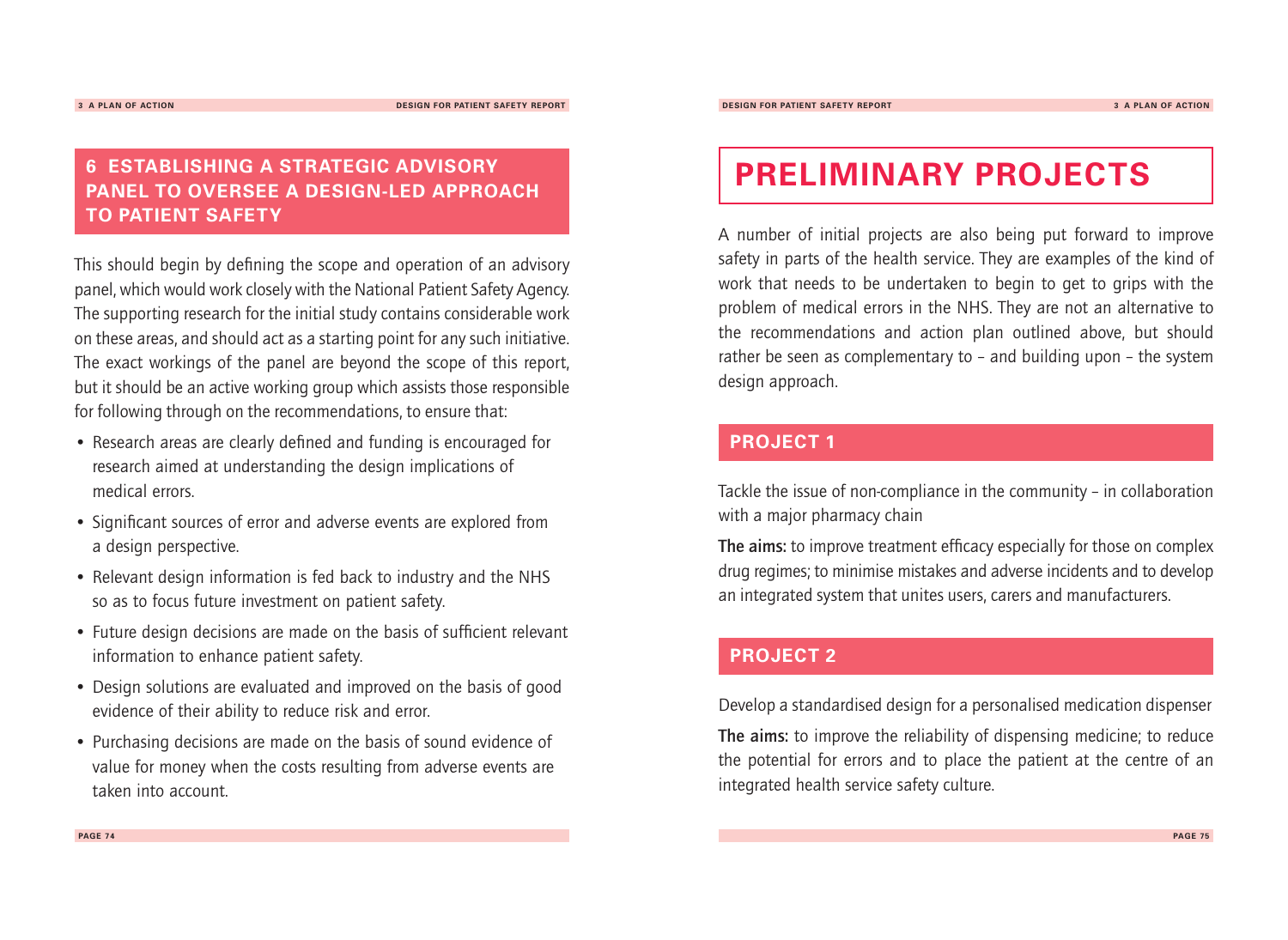## 6 ESTABLISHING A STRATEGIC ADVISORY PANEL TO OVERSEE A DESIGN-LED APPROACH TO PATIENT SAFETY

This should begin by defining the scope and operation of an advisory panel, which would work closely with the National Patient Safety Agency. The supporting research for the initial study contains considerable work on these areas, and should act as a starting point for any such initiative. The exact workings of the panel are beyond the scope of this report, but it should be an active working group which assists those responsible for following through on the recommendations, to ensure that:

- Research areas are clearly defined and funding is encouraged for research aimed at understanding the design implications of medical errors.
- Significant sources of error and adverse events are explored from a design perspective.
- Relevant design information is fed back to industry and the NHS so as to focus future investment on patient safety.
- Future design decisions are made on the basis of sufficient relevant information to enhance patient safety.
- Design solutions are evaluated and improved on the basis of good evidence of their ability to reduce risk and error.
- Purchasing decisions are made on the basis of sound evidence of value for money when the costs resulting from adverse events are taken into account.

# PRELIMINARY PROJECTS

A number of initial projects are also being put forward to improve safety in parts of the health service. They are examples of the kind of work that needs to be undertaken to begin to get to grips with the problem of medical errors in the NHS. They are not an alternative to the recommendations and action plan outlined above, but should rather be seen as complementary to – and building upon – the system design approach.

## PROJECT 1

Tackle the issue of non-compliance in the community – in collaboration with a major pharmacy chain

**The aims:** to improve treatment efficacy especially for those on complex drug regimes; to minimise mistakes and adverse incidents and to develop an integrated system that unites users, carers and manufacturers.

## PROJECT 2

Develop a standardised design for a personalised medication dispenser

**The aims:** to improve the reliability of dispensing medicine; to reduce the potential for errors and to place the patient at the centre of an integrated health service safety culture.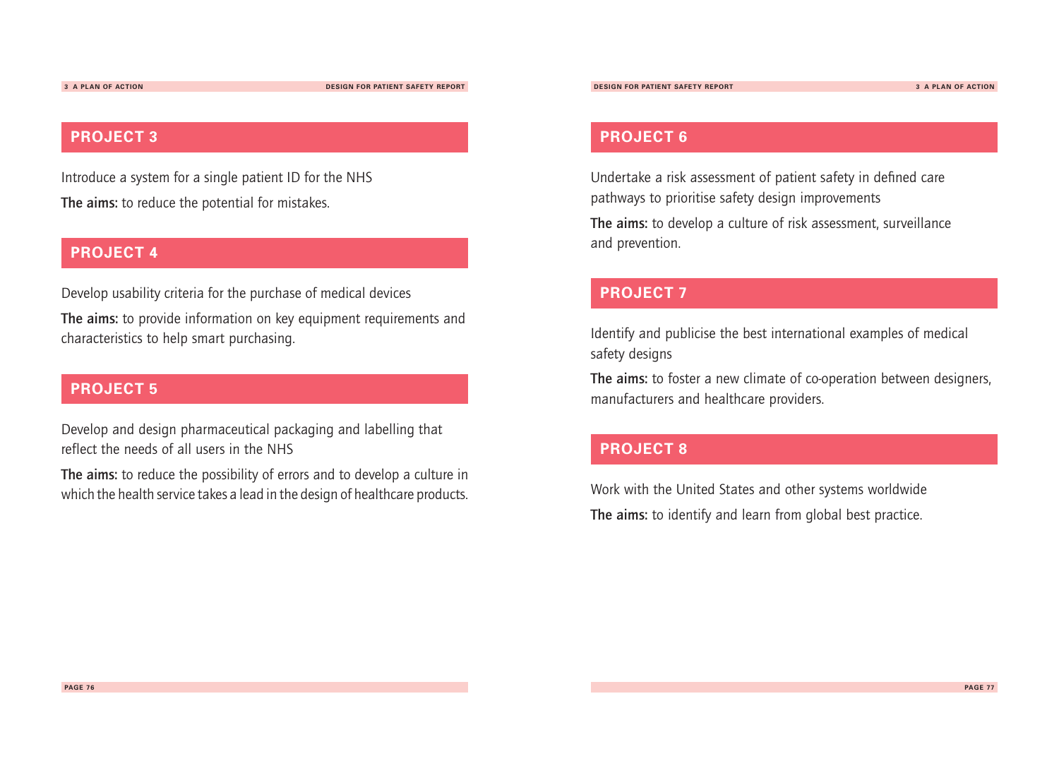## PROJECT 3

Introduce a system for a single patient ID for the NHS

**The aims:** to reduce the potential for mistakes.

## PROJECT 4

Develop usability criteria for the purchase of medical devices

**The aims:** to provide information on key equipment requirements and characteristics to help smart purchasing.

## PROJECT 5

Develop and design pharmaceutical packaging and labelling that reflect the needs of all users in the NHS

**The aims:** to reduce the possibility of errors and to develop a culture in which the health service takes a lead in the design of healthcare products.

## PROJECT 6

Undertake a risk assessment of patient safety in defined care pathways to prioritise safety design improvements

**The aims:** to develop a culture of risk assessment, surveillance and prevention.

## PROJECT 7

Identify and publicise the best international examples of medical safety designs

**The aims:** to foster a new climate of co-operation between designers, manufacturers and healthcare providers.

## PROJECT 8

Work with the United States and other systems worldwide

**The aims:** to identify and learn from global best practice.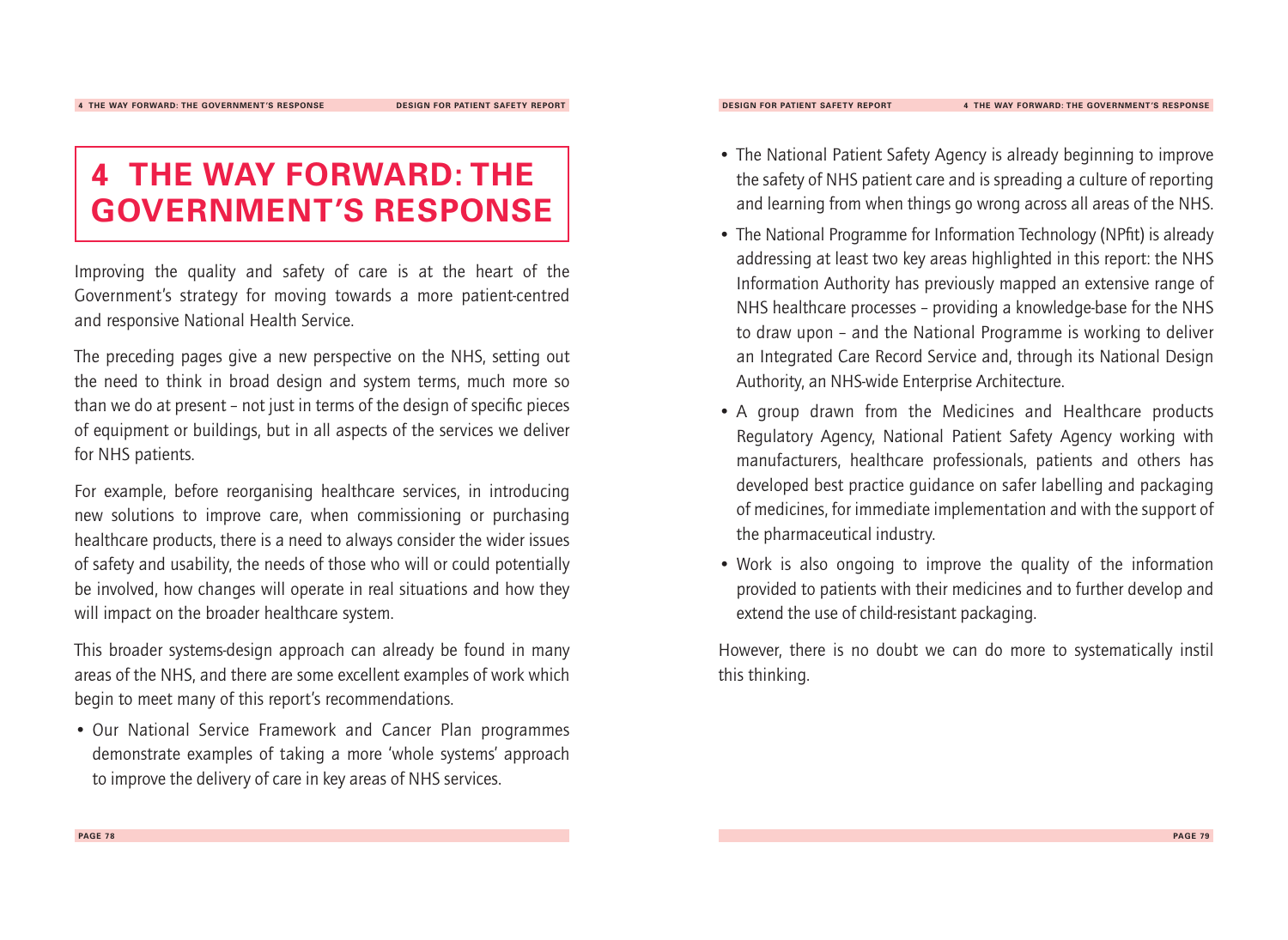# 4 THE WAY FORWARD: THE GOVERNMENT'S RESPONSE

Improving the quality and safety of care is at the heart of the Government's strategy for moving towards a more patient-centred and responsive National Health Service.

The preceding pages give a new perspective on the NHS, setting out the need to think in broad design and system terms, much more so than we do at present – not just in terms of the design of specific pieces of equipment or buildings, but in all aspects of the services we deliver for NHS patients.

For example, before reorganising healthcare services, in introducing new solutions to improve care, when commissioning or purchasing healthcare products, there is a need to always consider the wider issues of safety and usability, the needs of those who will or could potentially be involved, how changes will operate in real situations and how they will impact on the broader healthcare system.

This broader systems-design approach can already be found in many areas of the NHS, and there are some excellent examples of work which begin to meet many of this report's recommendations.

- Our National Service Framework and Cancer Plan programmes demonstrate examples of taking a more 'whole systems' approach to improve the delivery of care in key areas of NHS services.
- The National Patient Safety Agency is already beginning to improve the safety of NHS patient care and is spreading a culture of reporting and learning from when things go wrong across all areas of the NHS.
- The National Programme for Information Technology (NPfit) is already addressing at least two key areas highlighted in this report: the NHS Information Authority has previously mapped an extensive range of NHS healthcare processes – providing a knowledge-base for the NHS to draw upon – and the National Programme is working to deliver an Integrated Care Record Service and, through its National Design Authority, an NHS-wide Enterprise Architecture.
- A group drawn from the Medicines and Healthcare products Regulatory Agency, National Patient Safety Agency working with manufacturers, healthcare professionals, patients and others has developed best practice guidance on safer labelling and packaging of medicines, for immediate implementation and with the support of the pharmaceutical industry.
- Work is also ongoing to improve the quality of the information provided to patients with their medicines and to further develop and extend the use of child-resistant packaging.

However, there is no doubt we can do more to systematically instil this thinking.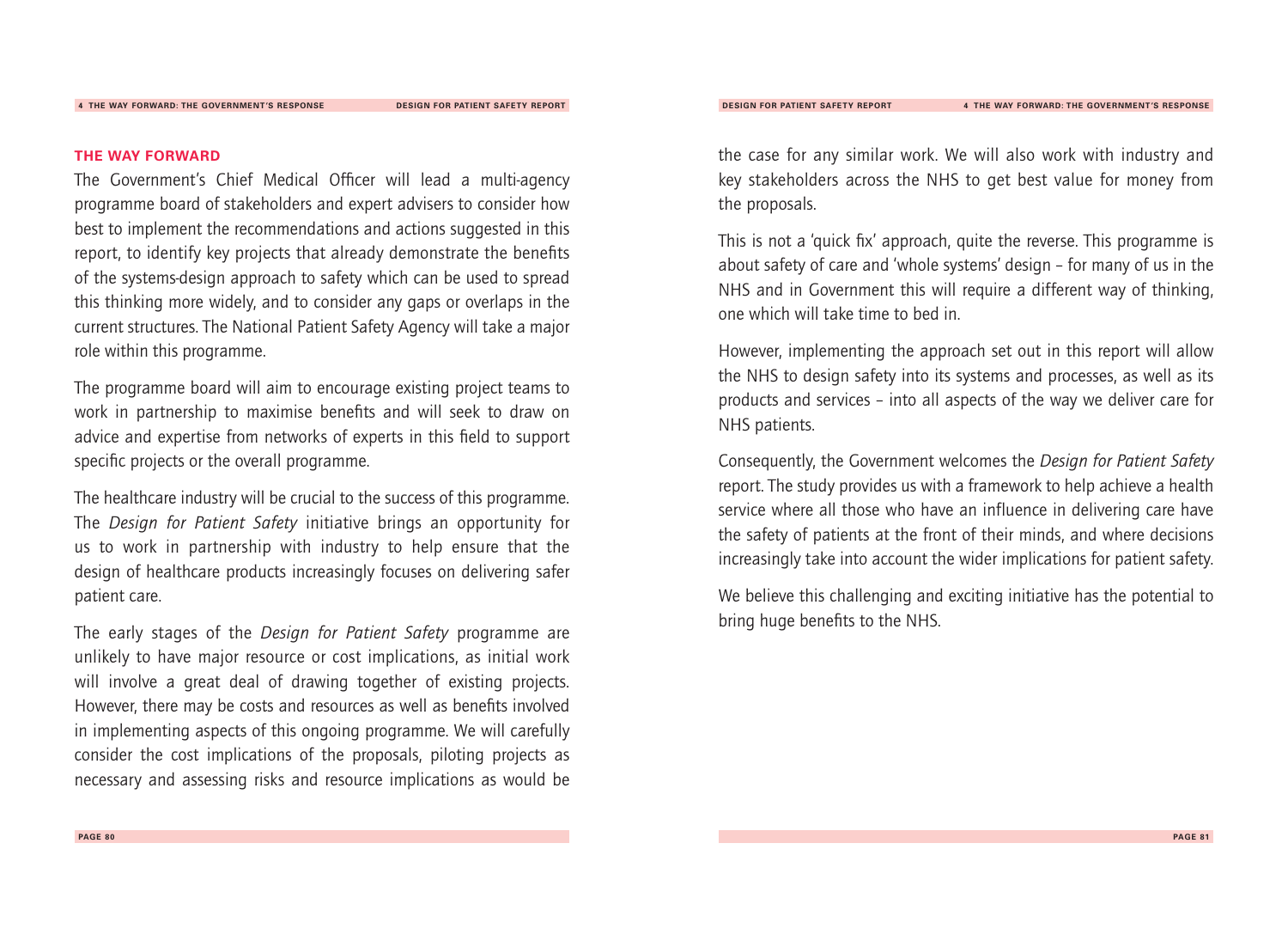## THE WAY FORWARD

The Government's Chief Medical Officer will lead a multi-agency programme board of stakeholders and expert advisers to consider how best to implement the recommendations and actions suggested in this report, to identify key projects that already demonstrate the benefits of the systems-design approach to safety which can be used to spread this thinking more widely, and to consider any gaps or overlaps in the current structures. The National Patient Safety Agency will take a major role within this programme.

The programme board will aim to encourage existing project teams to work in partnership to maximise benefits and will seek to draw on advice and expertise from networks of experts in this field to support specific projects or the overall programme.

The healthcare industry will be crucial to the success of this programme. The *Design for Patient Safety* initiative brings an opportunity for us to work in partnership with industry to help ensure that the design of healthcare products increasingly focuses on delivering safer patient care.

The early stages of the *Design for Patient Safety* programme are unlikely to have major resource or cost implications, as initial work will involve a great deal of drawing together of existing projects. However, there may be costs and resources as well as benefits involved in implementing aspects of this ongoing programme. We will carefully consider the cost implications of the proposals, piloting projects as necessary and assessing risks and resource implications as would be the case for any similar work. We will also work with industry and key stakeholders across the NHS to get best value for money from the proposals.

This is not a 'quick fix' approach, quite the reverse. This programme is about safety of care and 'whole systems' design – for many of us in the NHS and in Government this will require a different way of thinking, one which will take time to bed in.

However, implementing the approach set out in this report will allow the NHS to design safety into its systems and processes, as well as its products and services – into all aspects of the way we deliver care for NHS patients.

Consequently, the Government welcomes the *Design for Patient Safety* report. The study provides us with a framework to help achieve a health service where all those who have an influence in delivering care have the safety of patients at the front of their minds, and where decisions increasingly take into account the wider implications for patient safety.

We believe this challenging and exciting initiative has the potential to bring huge benefits to the NHS.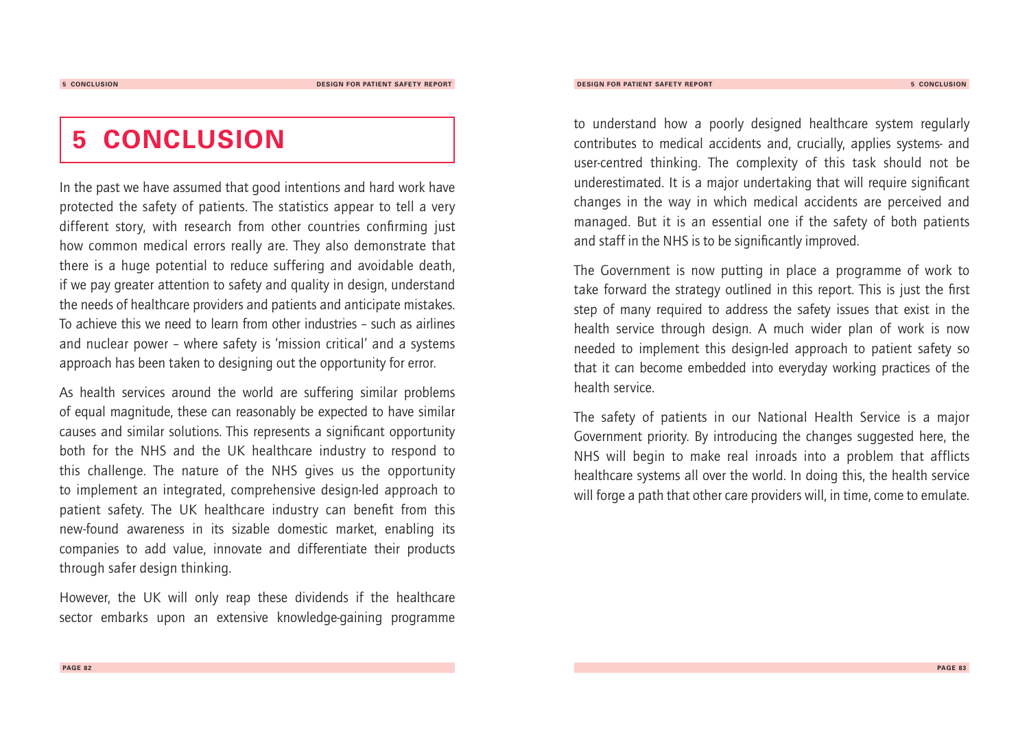# 5 CONCLUSION

In the past we have assumed that good intentions and hard work have protected the safety of patients. The statistics appear to tell a very different story, with research from other countries confirming just how common medical errors really are. They also demonstrate that there is a huge potential to reduce suffering and avoidable death, if we pay greater attention to safety and quality in design, understand the needs of healthcare providers and patients and anticipate mistakes. To achieve this we need to learn from other industries – such as airlines and nuclear power – where safety is 'mission critical' and a systems approach has been taken to designing out the opportunity for error.

As health services around the world are suffering similar problems of equal magnitude, these can reasonably be expected to have similar causes and similar solutions. This represents a significant opportunity both for the NHS and the UK healthcare industry to respond to this challenge. The nature of the NHS gives us the opportunity to implement an integrated, comprehensive design-led approach to patient safety. The UK healthcare industry can benefit from this new-found awareness in its sizable domestic market, enabling its companies to add value, innovate and differentiate their products through safer design thinking.

However, the UK will only reap these dividends if the healthcare sector embarks upon an extensive knowledge-gaining programme to understand how a poorly designed healthcare system regularly contributes to medical accidents and, crucially, applies systems- and user-centred thinking. The complexity of this task should not be underestimated. It is a major undertaking that will require significant changes in the way in which medical accidents are perceived and managed. But it is an essential one if the safety of both patients and staff in the NHS is to be significantly improved.

The Government is now putting in place a programme of work to take forward the strategy outlined in this report. This is just the first step of many required to address the safety issues that exist in the health service through design. A much wider plan of work is now needed to implement this design-led approach to patient safety so that it can become embedded into everyday working practices of the health service.

The safety of patients in our National Health Service is a major Government priority. By introducing the changes suggested here, the NHS will begin to make real inroads into a problem that afflicts healthcare systems all over the world. In doing this, the health service will forge a path that other care providers will, in time, come to emulate.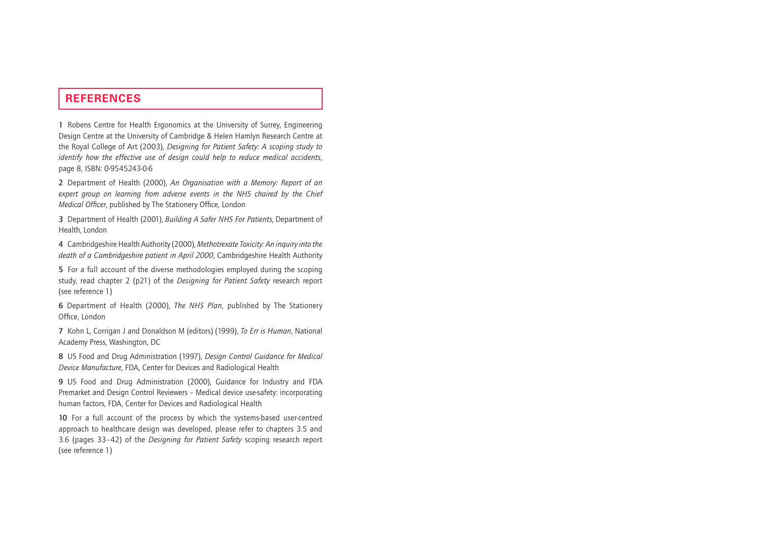## REFERENCES

**1** Robens Centre for Health Ergonomics at the University of Surrey, Engineering Design Centre at the University of Cambridge & Helen Hamlyn Research Centre at the Royal College of Art (2003), *Designing for Patient Safety: A scoping study to identify how the effective use of design could help to reduce medical accidents*, page 8, ISBN: 0-9545243-0-6

**2** Department of Health (2000), *An Organisation with a Memory: Report of an expert group on learning from adverse events in the NHS chaired by the Chief Medical Officer*, published by The Stationery Office, London

**3** Department of Health (2001), *Building A Safer NHS For Patients*, Department of Health, London

**4** Cambridgeshire Health Authority (2000), *Methotrexate Toxicity: An inquiry into the death of a Cambridgeshire patient in April 2000*, Cambridgeshire Health Authority

**5** For a full account of the diverse methodologies employed during the scoping study, read chapter 2 (p21) of the *Designing for Patient Safety* research report (see reference 1)

**6** Department of Health (2000), *The NHS Plan*, published by The Stationery Office, London

**7** Kohn L, Corrigan J and Donaldson M (editors) (1999), *To Err is Human*, National Academy Press, Washington, DC

**8** US Food and Drug Administration (1997), *Design Control Guidance for Medical Device Manufacture*, FDA, Center for Devices and Radiological Health

**9** US Food and Drug Administration (2000), Guidance for Industry and FDA Premarket and Design Control Reviewers – Medical device use-safety: incorporating human factors, FDA, Center for Devices and Radiological Health

**10** For a full account of the process by which the systems-based user-centred approach to healthcare design was developed, please refer to chapters 3.5 and 3.6 (pages 33–42) of the *Designing for Patient Safety* scoping research report (see reference 1)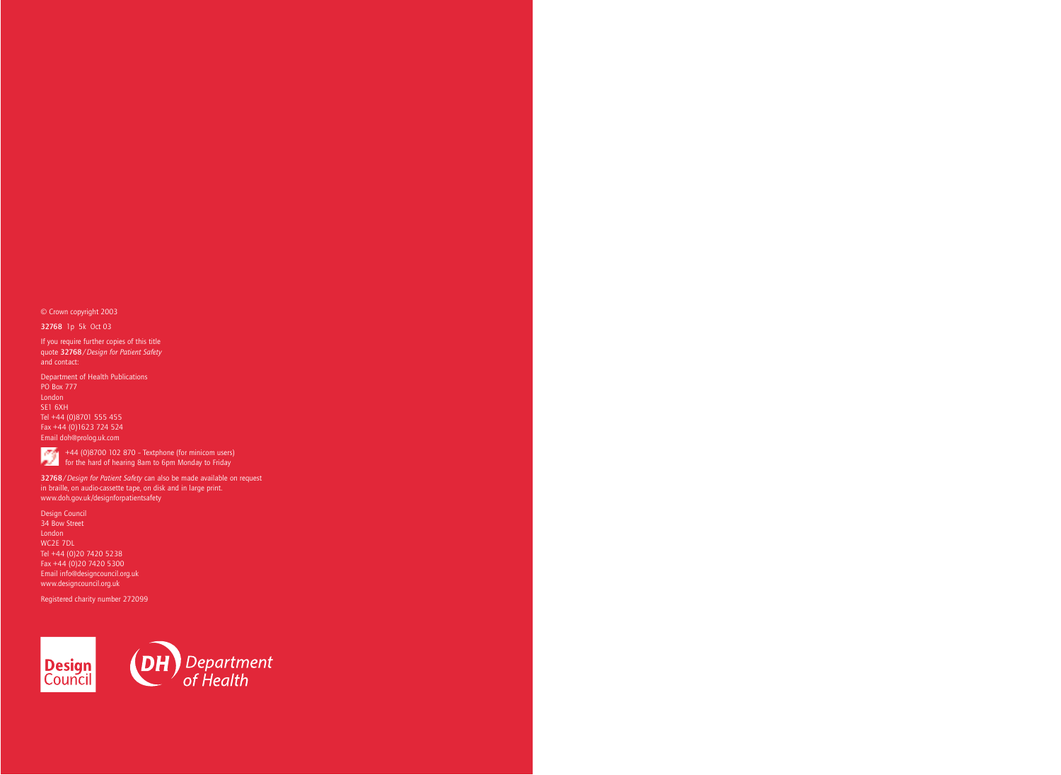© Crown copyright 2003

**32768** 1p 5k Oct 03

If you require further copies of this title quote **32768**/*Design for Patient Safety* and contact:

Department of Health Publications
PO Box 777
London
SE1 6XH
Tel +44 (0)8701 555 455
Fax +44 (0)1623 724 524
Email doh@prolog.uk.com

+44 (0)8700 102 870 – Textphone (for minicom users) for the hard of hearing 8am to 6pm Monday to Friday

**32768**/*Design for Patient Safety* can also be made available on request in braille, on audio-cassette tape, on disk and in large print.
www.doh.gov.uk/designforpatientsafety

Design Council
34 Bow Street
London
WC2E 7DL
Tel +44 (0)20 7420 5238
Fax +44 (0)20 7420 5300
Email info@designcouncil.org.uk
www.designcouncil.org.uk

Registered charity number 272099

Design Council

DH Department of Health